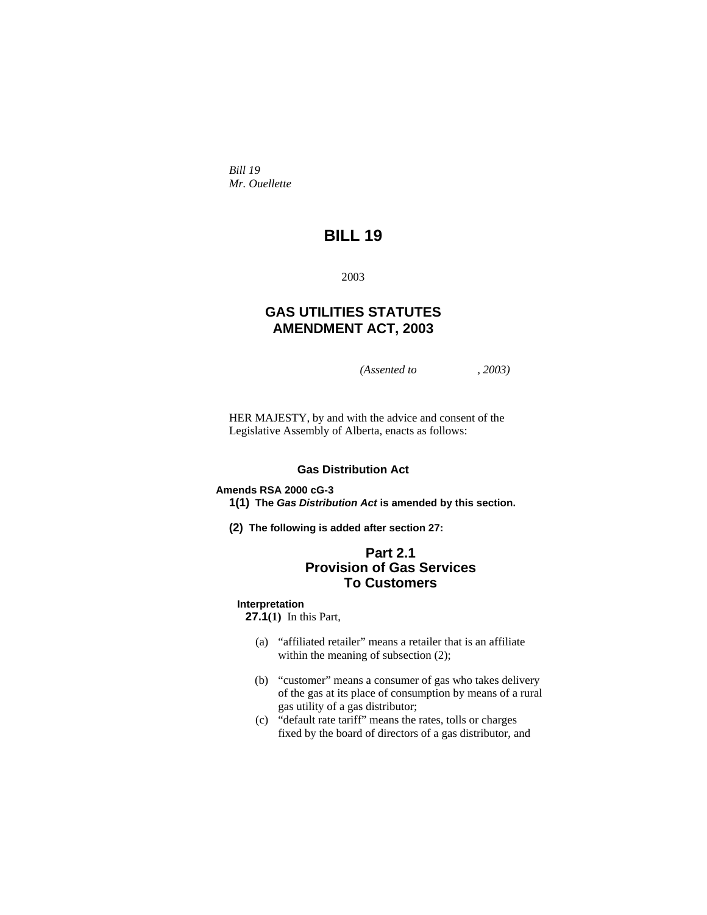*Bill 19*
*Mr. Ouellette*

# BILL 19

2003

## GAS UTILITIES STATUTES AMENDMENT ACT, 2003

*(Assented to , 2003)*

HER MAJESTY, by and with the advice and consent of the Legislative Assembly of Alberta, enacts as follows:

### Gas Distribution Act

**Amends RSA 2000 cG-3**

**1(1) The *Gas Distribution Act* is amended by this section.**

**(2) The following is added after section 27:**

### Part 2.1
### Provision of Gas Services To Customers

**Interpretation**

**27.1(1)** In this Part,

(a) "affiliated retailer" means a retailer that is an affiliate within the meaning of subsection (2);

(b) "customer" means a consumer of gas who takes delivery of the gas at its place of consumption by means of a rural gas utility of a gas distributor;

(c) "default rate tariff" means the rates, tolls or charges fixed by the board of directors of a gas distributor, and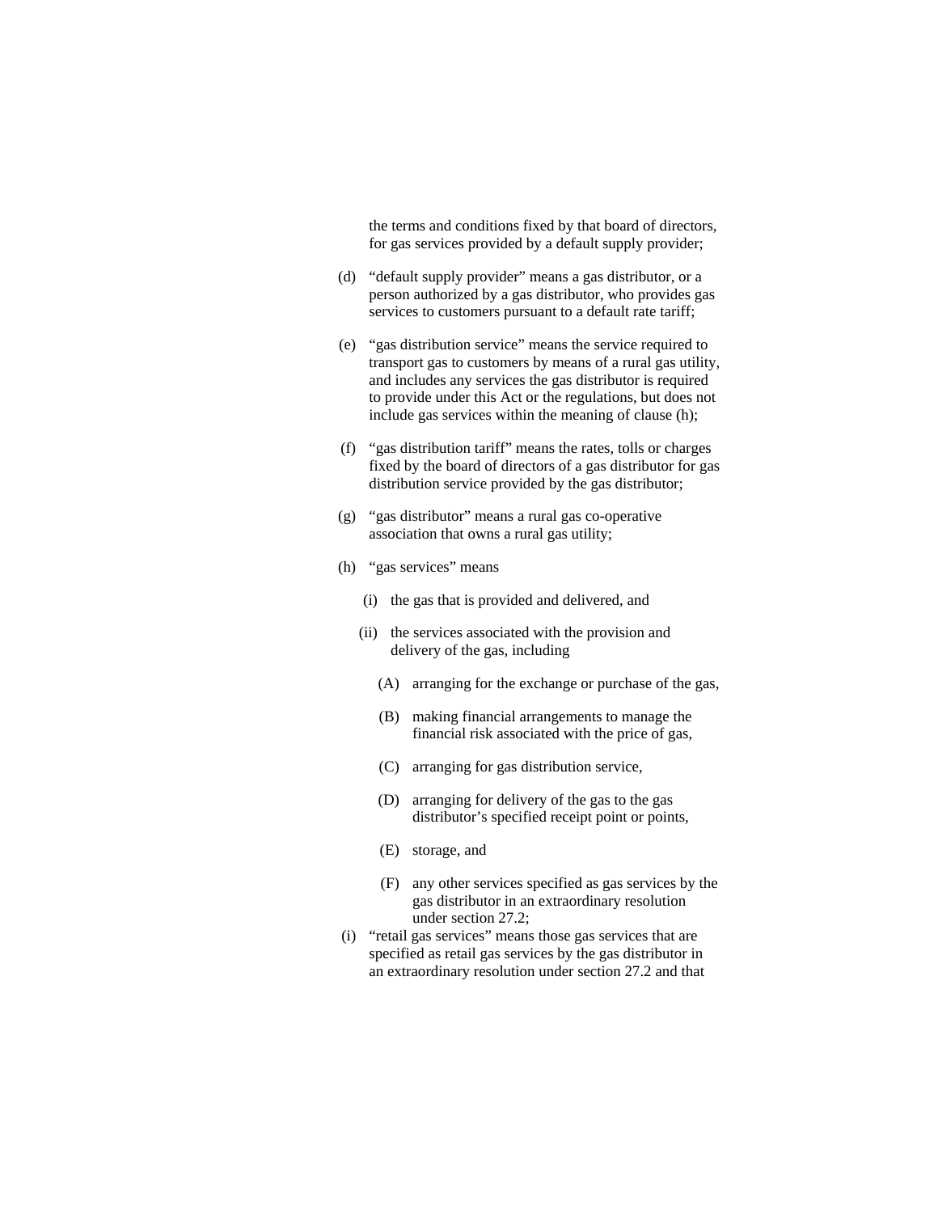the terms and conditions fixed by that board of directors, for gas services provided by a default supply provider;

(d) "default supply provider" means a gas distributor, or a person authorized by a gas distributor, who provides gas services to customers pursuant to a default rate tariff;

(e) "gas distribution service" means the service required to transport gas to customers by means of a rural gas utility, and includes any services the gas distributor is required to provide under this Act or the regulations, but does not include gas services within the meaning of clause (h);

(f) "gas distribution tariff" means the rates, tolls or charges fixed by the board of directors of a gas distributor for gas distribution service provided by the gas distributor;

(g) "gas distributor" means a rural gas co-operative association that owns a rural gas utility;

(h) "gas services" means

- (i) the gas that is provided and delivered, and
- (ii) the services associated with the provision and delivery of the gas, including
  - (A) arranging for the exchange or purchase of the gas,
  - (B) making financial arrangements to manage the financial risk associated with the price of gas,
  - (C) arranging for gas distribution service,
  - (D) arranging for delivery of the gas to the gas distributor's specified receipt point or points,
  - (E) storage, and
  - (F) any other services specified as gas services by the gas distributor in an extraordinary resolution under section 27.2;

(i) "retail gas services" means those gas services that are specified as retail gas services by the gas distributor in an extraordinary resolution under section 27.2 and that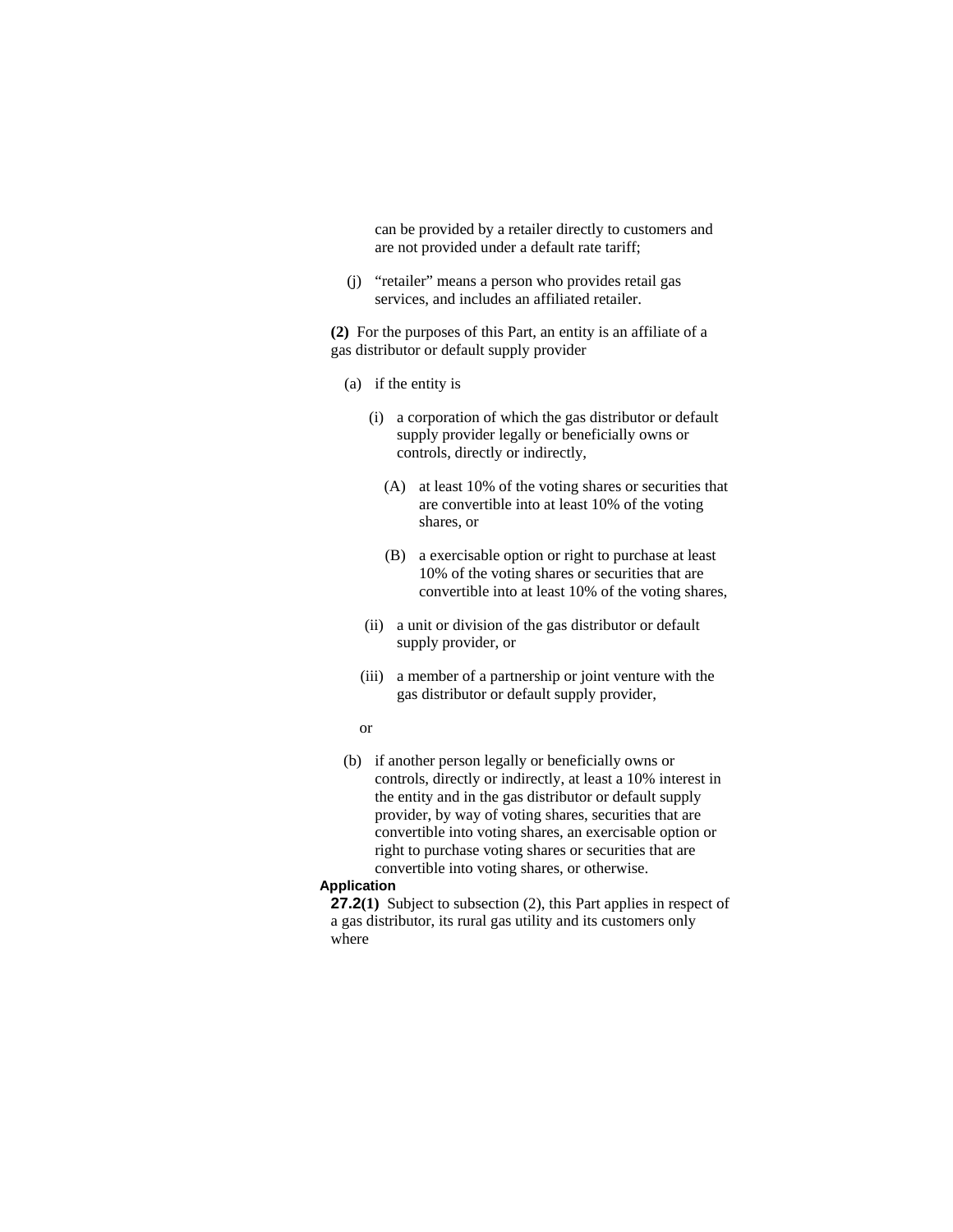can be provided by a retailer directly to customers and are not provided under a default rate tariff;

(j) "retailer" means a person who provides retail gas services, and includes an affiliated retailer.

**(2)** For the purposes of this Part, an entity is an affiliate of a gas distributor or default supply provider

(a) if the entity is

(i) a corporation of which the gas distributor or default supply provider legally or beneficially owns or controls, directly or indirectly,

(A) at least 10% of the voting shares or securities that are convertible into at least 10% of the voting shares, or

(B) a exercisable option or right to purchase at least 10% of the voting shares or securities that are convertible into at least 10% of the voting shares,

(ii) a unit or division of the gas distributor or default supply provider, or

(iii) a member of a partnership or joint venture with the gas distributor or default supply provider,

or

(b) if another person legally or beneficially owns or controls, directly or indirectly, at least a 10% interest in the entity and in the gas distributor or default supply provider, by way of voting shares, securities that are convertible into voting shares, an exercisable option or right to purchase voting shares or securities that are convertible into voting shares, or otherwise.

**Application**

**27.2(1)** Subject to subsection (2), this Part applies in respect of a gas distributor, its rural gas utility and its customers only where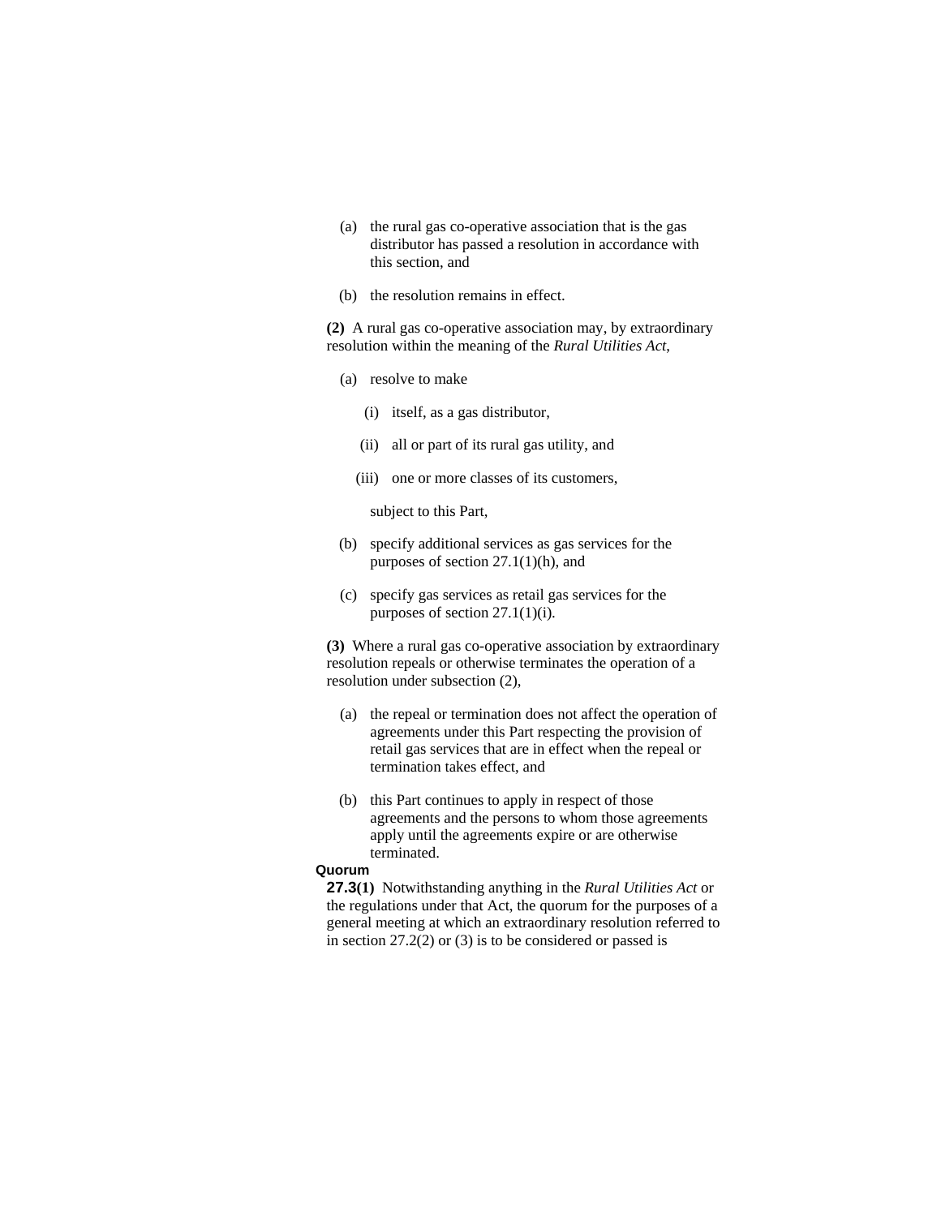(a) the rural gas co-operative association that is the gas distributor has passed a resolution in accordance with this section, and

(b) the resolution remains in effect.

**(2)** A rural gas co-operative association may, by extraordinary resolution within the meaning of the *Rural Utilities Act*,

(a) resolve to make

(i) itself, as a gas distributor,

(ii) all or part of its rural gas utility, and

(iii) one or more classes of its customers,

subject to this Part,

(b) specify additional services as gas services for the purposes of section 27.1(1)(h), and

(c) specify gas services as retail gas services for the purposes of section 27.1(1)(i).

**(3)** Where a rural gas co-operative association by extraordinary resolution repeals or otherwise terminates the operation of a resolution under subsection (2),

(a) the repeal or termination does not affect the operation of agreements under this Part respecting the provision of retail gas services that are in effect when the repeal or termination takes effect, and

(b) this Part continues to apply in respect of those agreements and the persons to whom those agreements apply until the agreements expire or are otherwise terminated.

**Quorum**

**27.3(1)** Notwithstanding anything in the *Rural Utilities Act* or the regulations under that Act, the quorum for the purposes of a general meeting at which an extraordinary resolution referred to in section 27.2(2) or (3) is to be considered or passed is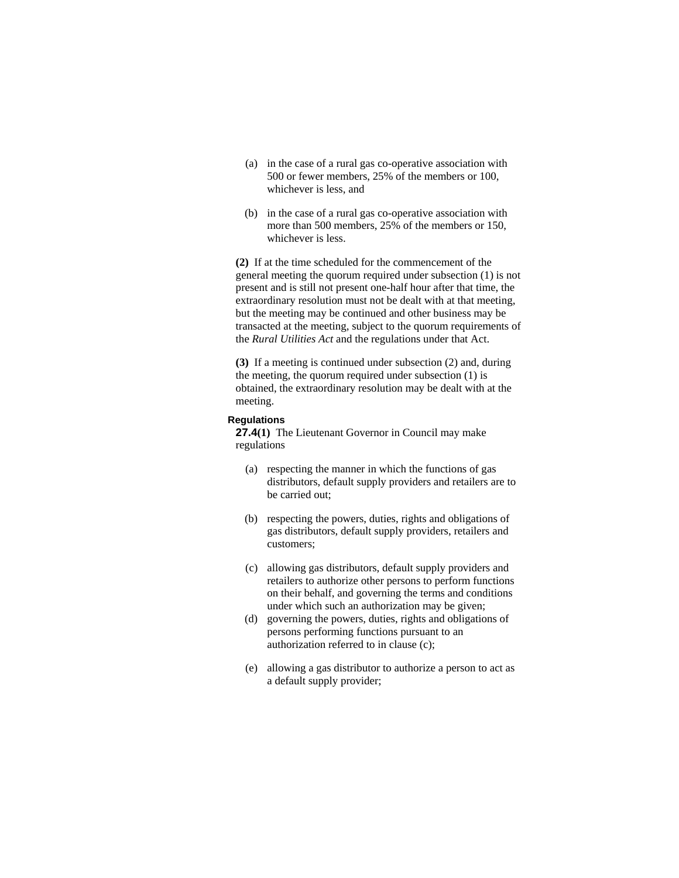(a) in the case of a rural gas co-operative association with 500 or fewer members, 25% of the members or 100, whichever is less, and

(b) in the case of a rural gas co-operative association with more than 500 members, 25% of the members or 150, whichever is less.

**(2)** If at the time scheduled for the commencement of the general meeting the quorum required under subsection (1) is not present and is still not present one-half hour after that time, the extraordinary resolution must not be dealt with at that meeting, but the meeting may be continued and other business may be transacted at the meeting, subject to the quorum requirements of the *Rural Utilities Act* and the regulations under that Act.

**(3)** If a meeting is continued under subsection (2) and, during the meeting, the quorum required under subsection (1) is obtained, the extraordinary resolution may be dealt with at the meeting.

**Regulations**

**27.4(1)** The Lieutenant Governor in Council may make regulations

(a) respecting the manner in which the functions of gas distributors, default supply providers and retailers are to be carried out;

(b) respecting the powers, duties, rights and obligations of gas distributors, default supply providers, retailers and customers;

(c) allowing gas distributors, default supply providers and retailers to authorize other persons to perform functions on their behalf, and governing the terms and conditions under which such an authorization may be given;

(d) governing the powers, duties, rights and obligations of persons performing functions pursuant to an authorization referred to in clause (c);

(e) allowing a gas distributor to authorize a person to act as a default supply provider;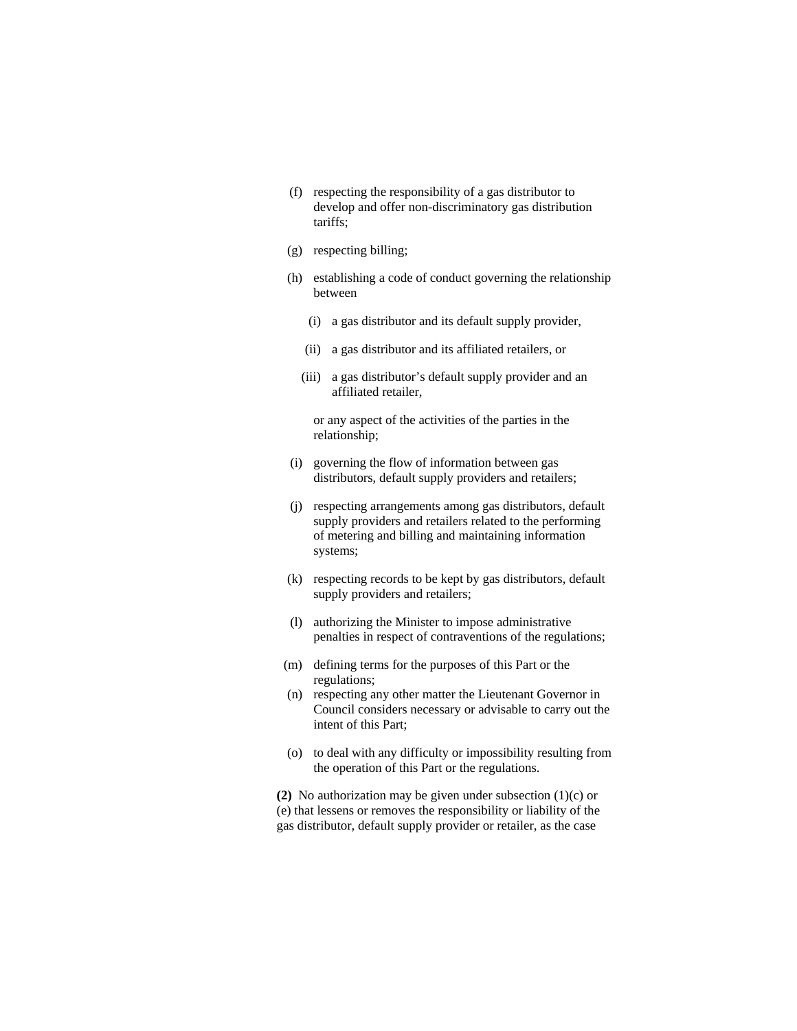(f) respecting the responsibility of a gas distributor to develop and offer non-discriminatory gas distribution tariffs;

(g) respecting billing;

(h) establishing a code of conduct governing the relationship between

  (i) a gas distributor and its default supply provider,

  (ii) a gas distributor and its affiliated retailers, or

  (iii) a gas distributor's default supply provider and an affiliated retailer,

  or any aspect of the activities of the parties in the relationship;

(i) governing the flow of information between gas distributors, default supply providers and retailers;

(j) respecting arrangements among gas distributors, default supply providers and retailers related to the performing of metering and billing and maintaining information systems;

(k) respecting records to be kept by gas distributors, default supply providers and retailers;

(l) authorizing the Minister to impose administrative penalties in respect of contraventions of the regulations;

(m) defining terms for the purposes of this Part or the regulations;

(n) respecting any other matter the Lieutenant Governor in Council considers necessary or advisable to carry out the intent of this Part;

(o) to deal with any difficulty or impossibility resulting from the operation of this Part or the regulations.

**(2)** No authorization may be given under subsection (1)(c) or (e) that lessens or removes the responsibility or liability of the gas distributor, default supply provider or retailer, as the case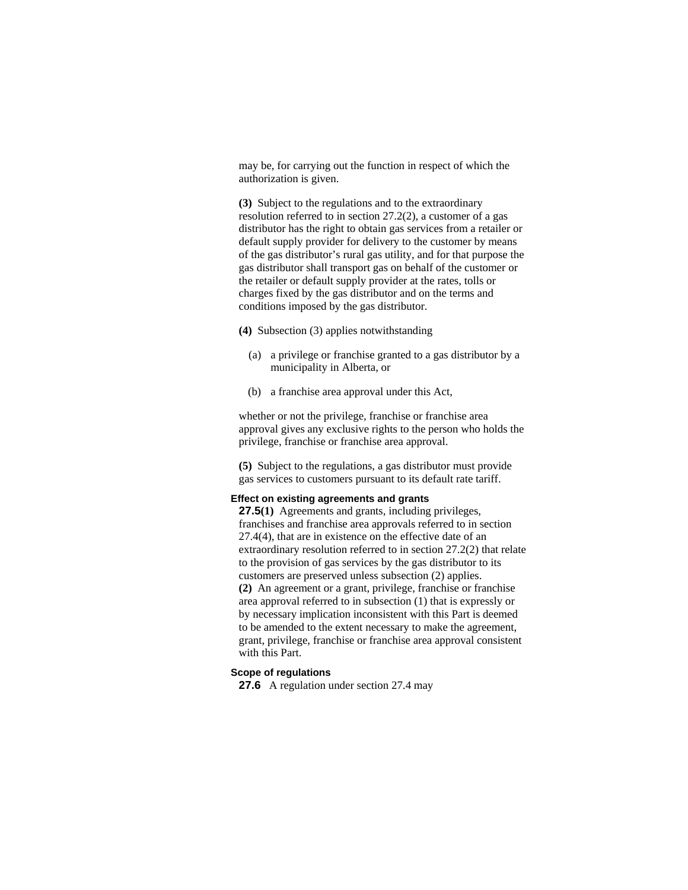may be, for carrying out the function in respect of which the authorization is given.

**(3)** Subject to the regulations and to the extraordinary resolution referred to in section 27.2(2), a customer of a gas distributor has the right to obtain gas services from a retailer or default supply provider for delivery to the customer by means of the gas distributor's rural gas utility, and for that purpose the gas distributor shall transport gas on behalf of the customer or the retailer or default supply provider at the rates, tolls or charges fixed by the gas distributor and on the terms and conditions imposed by the gas distributor.

**(4)** Subsection (3) applies notwithstanding

(a) a privilege or franchise granted to a gas distributor by a municipality in Alberta, or

(b) a franchise area approval under this Act,

whether or not the privilege, franchise or franchise area approval gives any exclusive rights to the person who holds the privilege, franchise or franchise area approval.

**(5)** Subject to the regulations, a gas distributor must provide gas services to customers pursuant to its default rate tariff.

#### Effect on existing agreements and grants

**27.5(1)** Agreements and grants, including privileges, franchises and franchise area approvals referred to in section 27.4(4), that are in existence on the effective date of an extraordinary resolution referred to in section 27.2(2) that relate to the provision of gas services by the gas distributor to its customers are preserved unless subsection (2) applies.

**(2)** An agreement or a grant, privilege, franchise or franchise area approval referred to in subsection (1) that is expressly or by necessary implication inconsistent with this Part is deemed to be amended to the extent necessary to make the agreement, grant, privilege, franchise or franchise area approval consistent with this Part.

#### Scope of regulations

**27.6** A regulation under section 27.4 may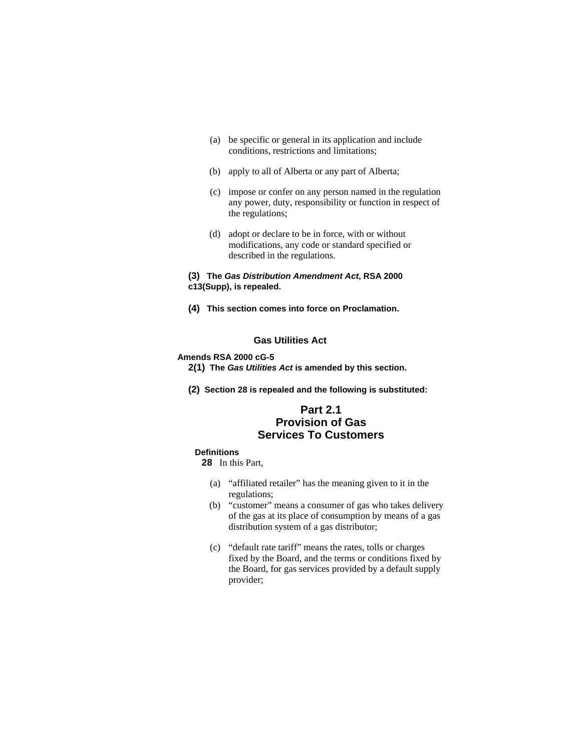(a) be specific or general in its application and include conditions, restrictions and limitations;

(b) apply to all of Alberta or any part of Alberta;

(c) impose or confer on any person named in the regulation any power, duty, responsibility or function in respect of the regulations;

(d) adopt or declare to be in force, with or without modifications, any code or standard specified or described in the regulations.

**(3) The *Gas Distribution Amendment Act*, RSA 2000 c13(Supp), is repealed.**

**(4) This section comes into force on Proclamation.**

### Gas Utilities Act

**Amends RSA 2000 cG-5**

**2(1) The *Gas Utilities Act* is amended by this section.**

**(2) Section 28 is repealed and the following is substituted:**

## Part 2.1
## Provision of Gas Services To Customers

**Definitions**

**28** In this Part,

(a) "affiliated retailer" has the meaning given to it in the regulations;

(b) "customer" means a consumer of gas who takes delivery of the gas at its place of consumption by means of a gas distribution system of a gas distributor;

(c) "default rate tariff" means the rates, tolls or charges fixed by the Board, and the terms or conditions fixed by the Board, for gas services provided by a default supply provider;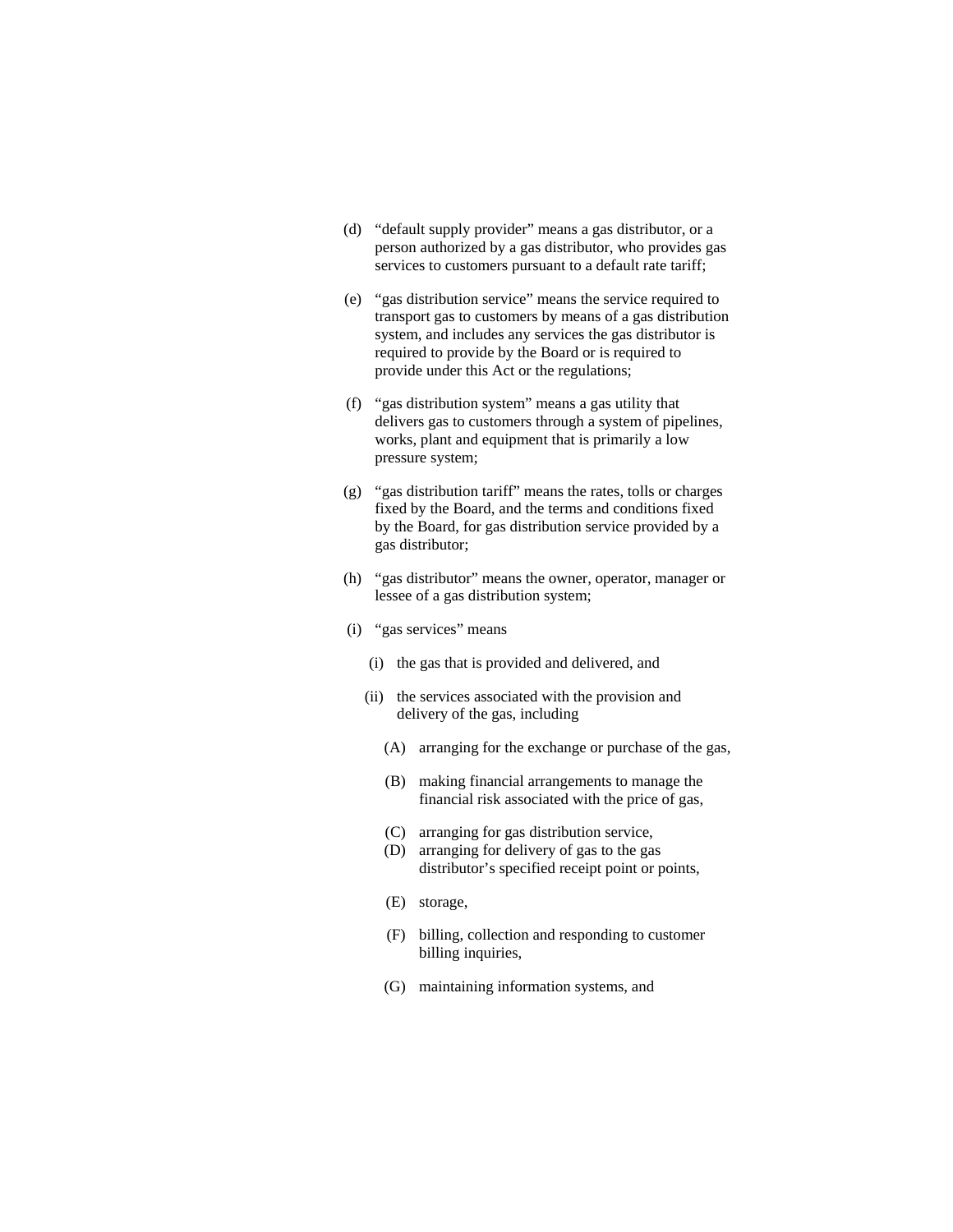(d) "default supply provider" means a gas distributor, or a person authorized by a gas distributor, who provides gas services to customers pursuant to a default rate tariff;

(e) "gas distribution service" means the service required to transport gas to customers by means of a gas distribution system, and includes any services the gas distributor is required to provide by the Board or is required to provide under this Act or the regulations;

(f) "gas distribution system" means a gas utility that delivers gas to customers through a system of pipelines, works, plant and equipment that is primarily a low pressure system;

(g) "gas distribution tariff" means the rates, tolls or charges fixed by the Board, and the terms and conditions fixed by the Board, for gas distribution service provided by a gas distributor;

(h) "gas distributor" means the owner, operator, manager or lessee of a gas distribution system;

(i) "gas services" means

  (i) the gas that is provided and delivered, and

  (ii) the services associated with the provision and delivery of the gas, including

    (A) arranging for the exchange or purchase of the gas,

    (B) making financial arrangements to manage the financial risk associated with the price of gas,

    (C) arranging for gas distribution service,

    (D) arranging for delivery of gas to the gas distributor's specified receipt point or points,

    (E) storage,

    (F) billing, collection and responding to customer billing inquiries,

    (G) maintaining information systems, and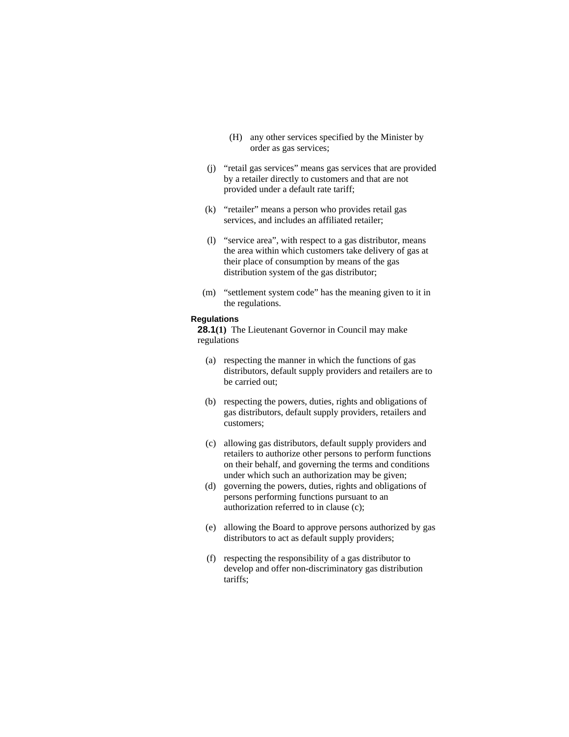(H) any other services specified by the Minister by order as gas services;

(j) "retail gas services" means gas services that are provided by a retailer directly to customers and that are not provided under a default rate tariff;

(k) "retailer" means a person who provides retail gas services, and includes an affiliated retailer;

(l) "service area", with respect to a gas distributor, means the area within which customers take delivery of gas at their place of consumption by means of the gas distribution system of the gas distributor;

(m) "settlement system code" has the meaning given to it in the regulations.

**Regulations**

**28.1(1)** The Lieutenant Governor in Council may make regulations

(a) respecting the manner in which the functions of gas distributors, default supply providers and retailers are to be carried out;

(b) respecting the powers, duties, rights and obligations of gas distributors, default supply providers, retailers and customers;

(c) allowing gas distributors, default supply providers and retailers to authorize other persons to perform functions on their behalf, and governing the terms and conditions under which such an authorization may be given;

(d) governing the powers, duties, rights and obligations of persons performing functions pursuant to an authorization referred to in clause (c);

(e) allowing the Board to approve persons authorized by gas distributors to act as default supply providers;

(f) respecting the responsibility of a gas distributor to develop and offer non-discriminatory gas distribution tariffs;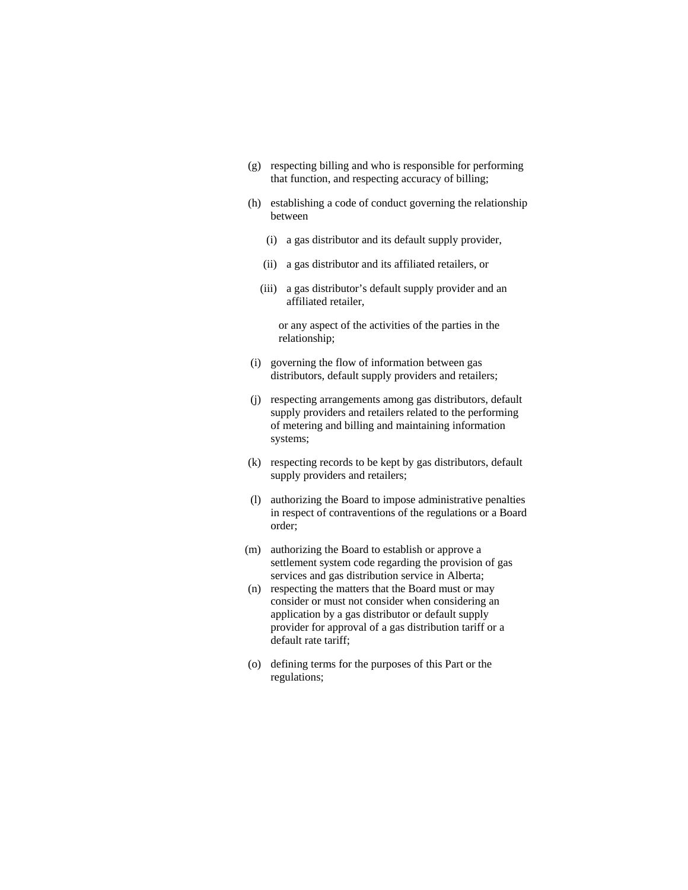(g) respecting billing and who is responsible for performing that function, and respecting accuracy of billing;

(h) establishing a code of conduct governing the relationship between

  (i) a gas distributor and its default supply provider,

  (ii) a gas distributor and its affiliated retailers, or

  (iii) a gas distributor's default supply provider and an affiliated retailer,

  or any aspect of the activities of the parties in the relationship;

(i) governing the flow of information between gas distributors, default supply providers and retailers;

(j) respecting arrangements among gas distributors, default supply providers and retailers related to the performing of metering and billing and maintaining information systems;

(k) respecting records to be kept by gas distributors, default supply providers and retailers;

(l) authorizing the Board to impose administrative penalties in respect of contraventions of the regulations or a Board order;

(m) authorizing the Board to establish or approve a settlement system code regarding the provision of gas services and gas distribution service in Alberta;

(n) respecting the matters that the Board must or may consider or must not consider when considering an application by a gas distributor or default supply provider for approval of a gas distribution tariff or a default rate tariff;

(o) defining terms for the purposes of this Part or the regulations;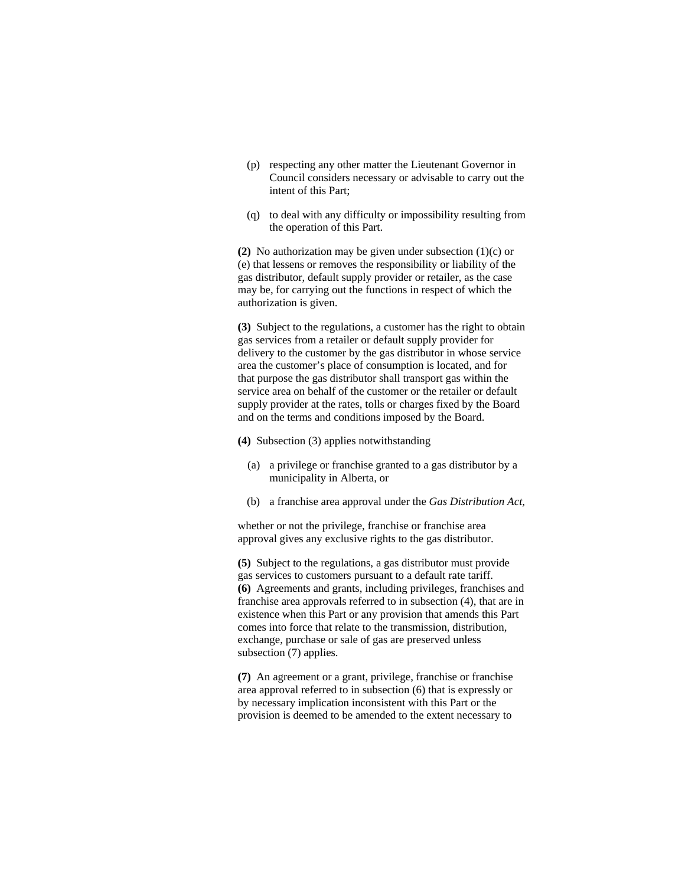(p) respecting any other matter the Lieutenant Governor in Council considers necessary or advisable to carry out the intent of this Part;

(q) to deal with any difficulty or impossibility resulting from the operation of this Part.

**(2)** No authorization may be given under subsection (1)(c) or (e) that lessens or removes the responsibility or liability of the gas distributor, default supply provider or retailer, as the case may be, for carrying out the functions in respect of which the authorization is given.

**(3)** Subject to the regulations, a customer has the right to obtain gas services from a retailer or default supply provider for delivery to the customer by the gas distributor in whose service area the customer's place of consumption is located, and for that purpose the gas distributor shall transport gas within the service area on behalf of the customer or the retailer or default supply provider at the rates, tolls or charges fixed by the Board and on the terms and conditions imposed by the Board.

**(4)** Subsection (3) applies notwithstanding

(a) a privilege or franchise granted to a gas distributor by a municipality in Alberta, or

(b) a franchise area approval under the *Gas Distribution Act*,

whether or not the privilege, franchise or franchise area approval gives any exclusive rights to the gas distributor.

**(5)** Subject to the regulations, a gas distributor must provide gas services to customers pursuant to a default rate tariff.

**(6)** Agreements and grants, including privileges, franchises and franchise area approvals referred to in subsection (4), that are in existence when this Part or any provision that amends this Part comes into force that relate to the transmission, distribution, exchange, purchase or sale of gas are preserved unless subsection (7) applies.

**(7)** An agreement or a grant, privilege, franchise or franchise area approval referred to in subsection (6) that is expressly or by necessary implication inconsistent with this Part or the provision is deemed to be amended to the extent necessary to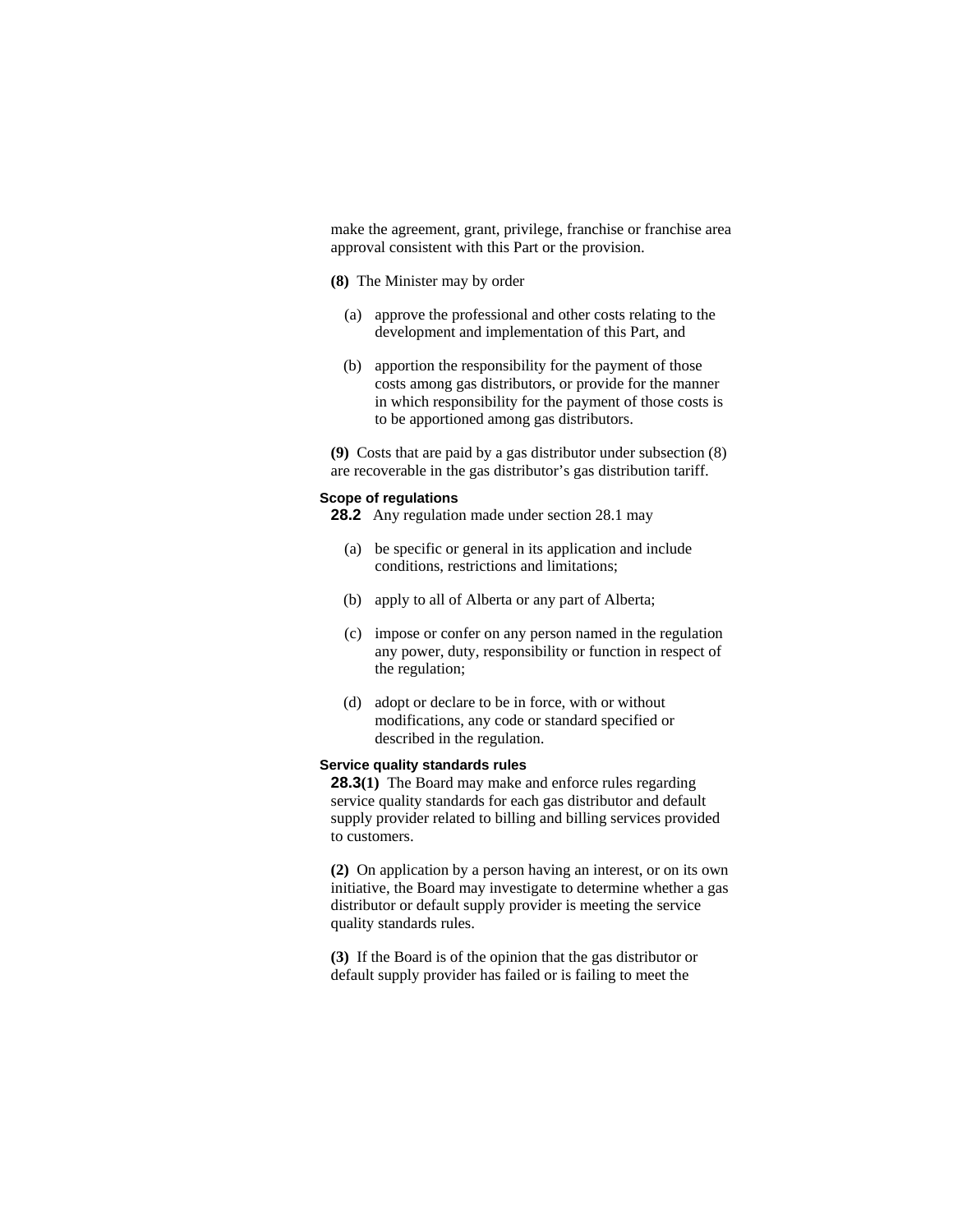make the agreement, grant, privilege, franchise or franchise area approval consistent with this Part or the provision.

**(8)** The Minister may by order

(a) approve the professional and other costs relating to the development and implementation of this Part, and

(b) apportion the responsibility for the payment of those costs among gas distributors, or provide for the manner in which responsibility for the payment of those costs is to be apportioned among gas distributors.

**(9)** Costs that are paid by a gas distributor under subsection (8) are recoverable in the gas distributor's gas distribution tariff.

**Scope of regulations**

**28.2** Any regulation made under section 28.1 may

(a) be specific or general in its application and include conditions, restrictions and limitations;

(b) apply to all of Alberta or any part of Alberta;

(c) impose or confer on any person named in the regulation any power, duty, responsibility or function in respect of the regulation;

(d) adopt or declare to be in force, with or without modifications, any code or standard specified or described in the regulation.

**Service quality standards rules**

**28.3(1)** The Board may make and enforce rules regarding service quality standards for each gas distributor and default supply provider related to billing and billing services provided to customers.

**(2)** On application by a person having an interest, or on its own initiative, the Board may investigate to determine whether a gas distributor or default supply provider is meeting the service quality standards rules.

**(3)** If the Board is of the opinion that the gas distributor or default supply provider has failed or is failing to meet the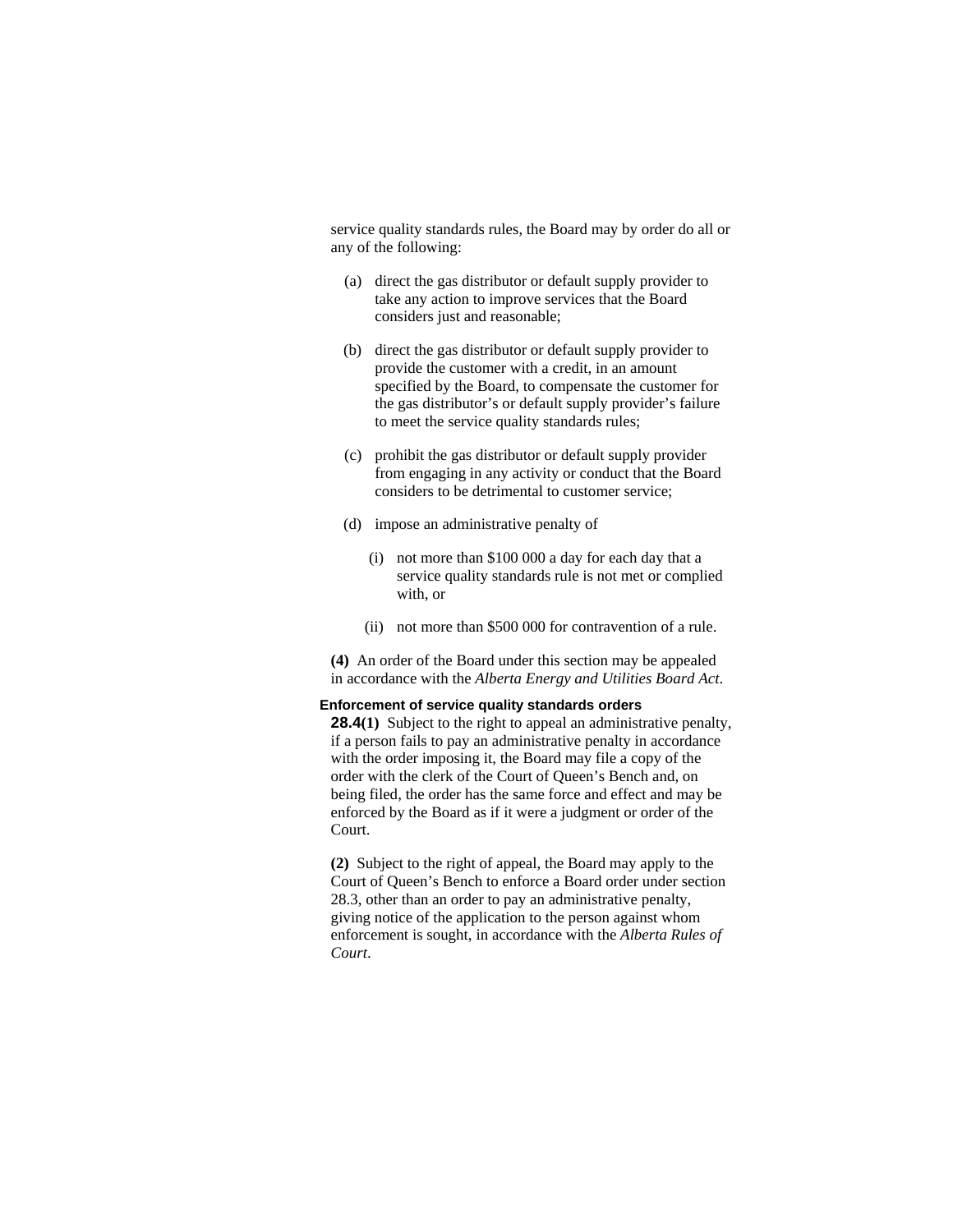service quality standards rules, the Board may by order do all or any of the following:

(a) direct the gas distributor or default supply provider to take any action to improve services that the Board considers just and reasonable;

(b) direct the gas distributor or default supply provider to provide the customer with a credit, in an amount specified by the Board, to compensate the customer for the gas distributor's or default supply provider's failure to meet the service quality standards rules;

(c) prohibit the gas distributor or default supply provider from engaging in any activity or conduct that the Board considers to be detrimental to customer service;

(d) impose an administrative penalty of

(i) not more than $100 000 a day for each day that a service quality standards rule is not met or complied with, or

(ii) not more than $500 000 for contravention of a rule.

**(4)** An order of the Board under this section may be appealed in accordance with the *Alberta Energy and Utilities Board Act*.

**Enforcement of service quality standards orders**

**28.4(1)** Subject to the right to appeal an administrative penalty, if a person fails to pay an administrative penalty in accordance with the order imposing it, the Board may file a copy of the order with the clerk of the Court of Queen's Bench and, on being filed, the order has the same force and effect and may be enforced by the Board as if it were a judgment or order of the Court.

**(2)** Subject to the right of appeal, the Board may apply to the Court of Queen's Bench to enforce a Board order under section 28.3, other than an order to pay an administrative penalty, giving notice of the application to the person against whom enforcement is sought, in accordance with the *Alberta Rules of Court*.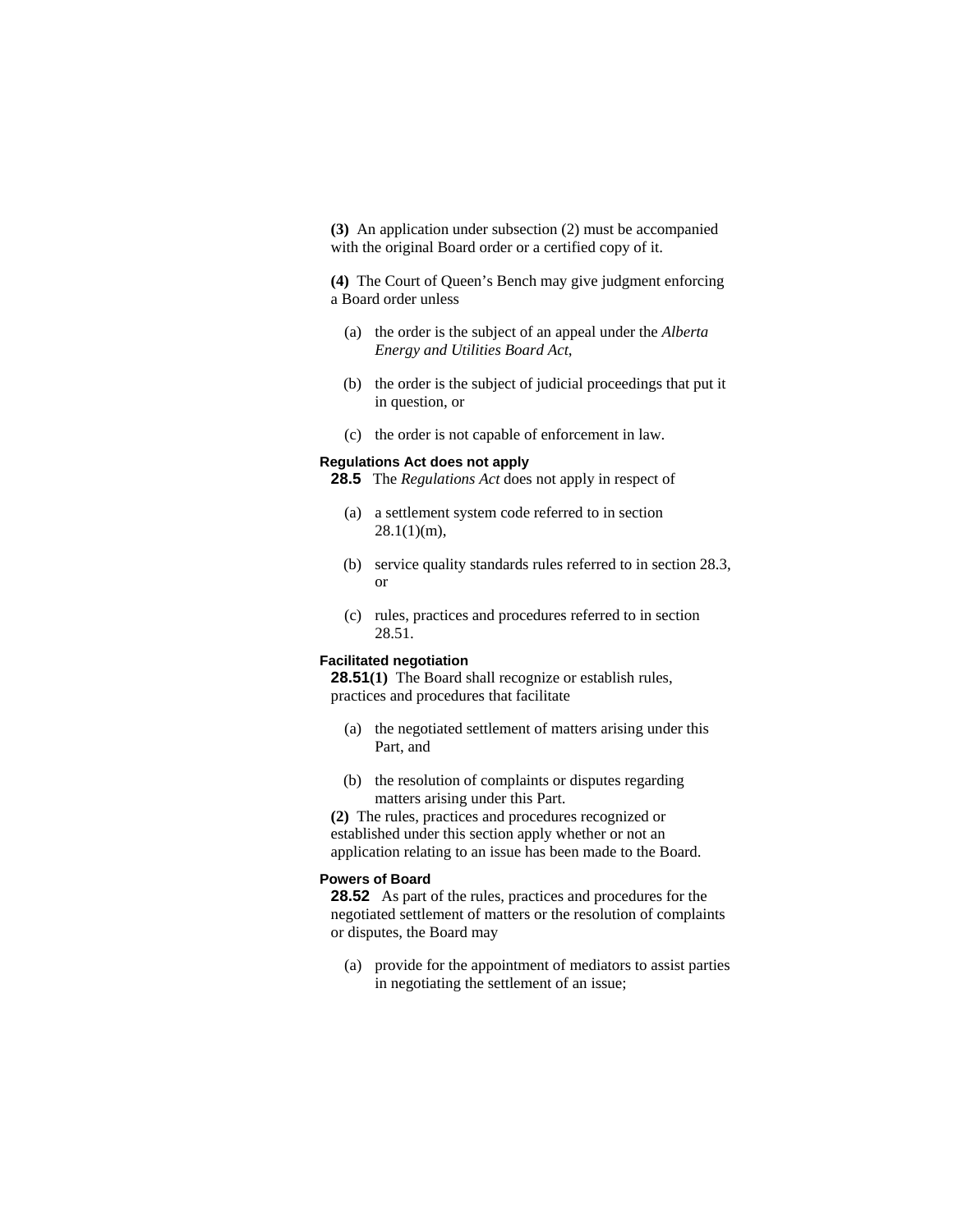**(3)** An application under subsection (2) must be accompanied with the original Board order or a certified copy of it.

**(4)** The Court of Queen's Bench may give judgment enforcing a Board order unless

(a) the order is the subject of an appeal under the *Alberta Energy and Utilities Board Act*,

(b) the order is the subject of judicial proceedings that put it in question, or

(c) the order is not capable of enforcement in law.

**Regulations Act does not apply**

**28.5** The *Regulations Act* does not apply in respect of

(a) a settlement system code referred to in section 28.1(1)(m),

(b) service quality standards rules referred to in section 28.3, or

(c) rules, practices and procedures referred to in section 28.51.

**Facilitated negotiation**

**28.51(1)** The Board shall recognize or establish rules, practices and procedures that facilitate

(a) the negotiated settlement of matters arising under this Part, and

(b) the resolution of complaints or disputes regarding matters arising under this Part.

**(2)** The rules, practices and procedures recognized or established under this section apply whether or not an application relating to an issue has been made to the Board.

**Powers of Board**

**28.52** As part of the rules, practices and procedures for the negotiated settlement of matters or the resolution of complaints or disputes, the Board may

(a) provide for the appointment of mediators to assist parties in negotiating the settlement of an issue;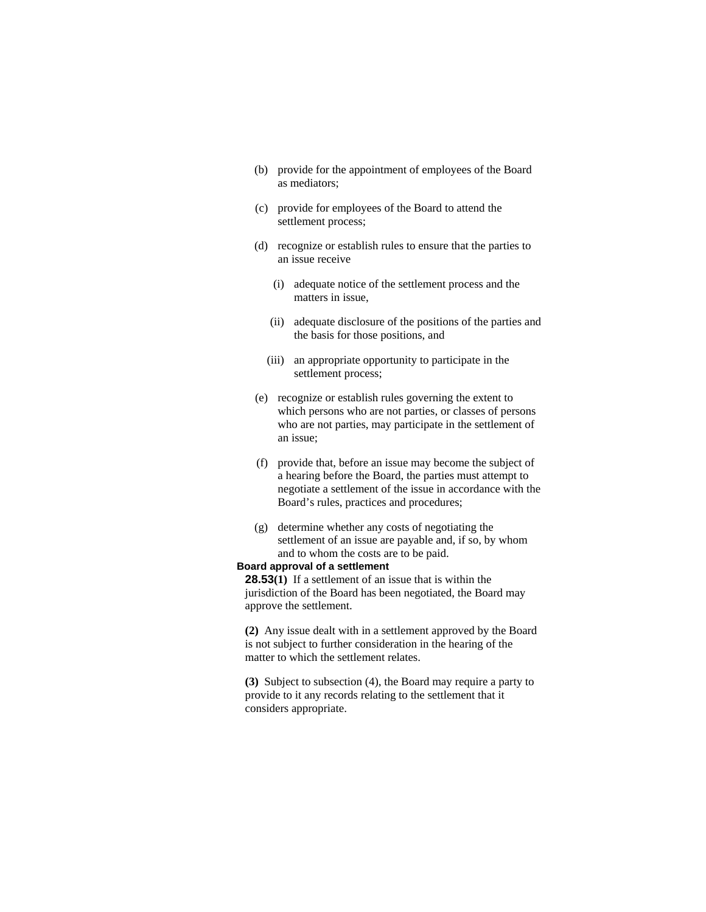(b) provide for the appointment of employees of the Board as mediators;

(c) provide for employees of the Board to attend the settlement process;

(d) recognize or establish rules to ensure that the parties to an issue receive

(i) adequate notice of the settlement process and the matters in issue,

(ii) adequate disclosure of the positions of the parties and the basis for those positions, and

(iii) an appropriate opportunity to participate in the settlement process;

(e) recognize or establish rules governing the extent to which persons who are not parties, or classes of persons who are not parties, may participate in the settlement of an issue;

(f) provide that, before an issue may become the subject of a hearing before the Board, the parties must attempt to negotiate a settlement of the issue in accordance with the Board's rules, practices and procedures;

(g) determine whether any costs of negotiating the settlement of an issue are payable and, if so, by whom and to whom the costs are to be paid.

**Board approval of a settlement**

**28.53(1)** If a settlement of an issue that is within the jurisdiction of the Board has been negotiated, the Board may approve the settlement.

**(2)** Any issue dealt with in a settlement approved by the Board is not subject to further consideration in the hearing of the matter to which the settlement relates.

**(3)** Subject to subsection (4), the Board may require a party to provide to it any records relating to the settlement that it considers appropriate.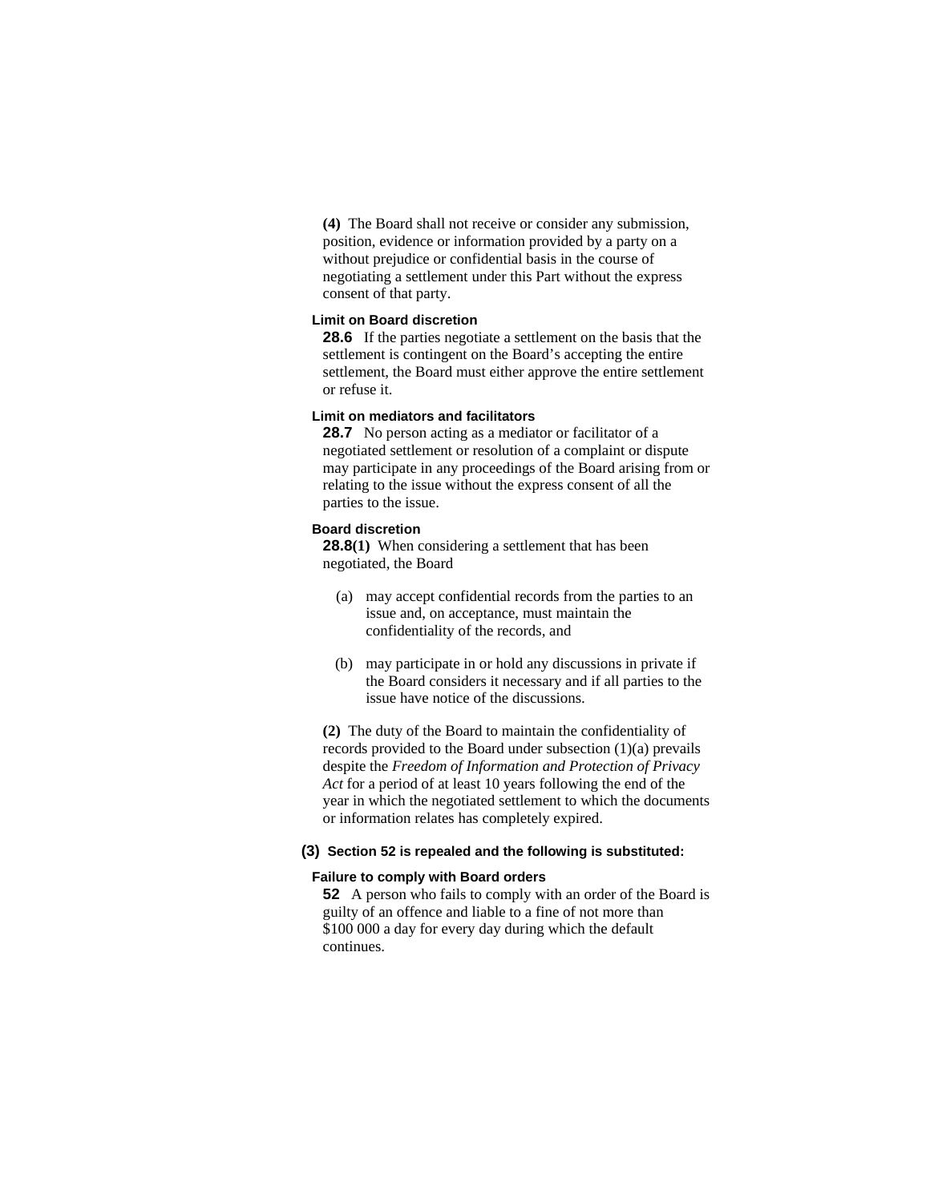**(4)** The Board shall not receive or consider any submission, position, evidence or information provided by a party on a without prejudice or confidential basis in the course of negotiating a settlement under this Part without the express consent of that party.

**Limit on Board discretion**

**28.6** If the parties negotiate a settlement on the basis that the settlement is contingent on the Board's accepting the entire settlement, the Board must either approve the entire settlement or refuse it.

**Limit on mediators and facilitators**

**28.7** No person acting as a mediator or facilitator of a negotiated settlement or resolution of a complaint or dispute may participate in any proceedings of the Board arising from or relating to the issue without the express consent of all the parties to the issue.

**Board discretion**

**28.8(1)** When considering a settlement that has been negotiated, the Board

(a) may accept confidential records from the parties to an issue and, on acceptance, must maintain the confidentiality of the records, and

(b) may participate in or hold any discussions in private if the Board considers it necessary and if all parties to the issue have notice of the discussions.

**(2)** The duty of the Board to maintain the confidentiality of records provided to the Board under subsection (1)(a) prevails despite the *Freedom of Information and Protection of Privacy Act* for a period of at least 10 years following the end of the year in which the negotiated settlement to which the documents or information relates has completely expired.

**(3) Section 52 is repealed and the following is substituted:**

**Failure to comply with Board orders**

**52** A person who fails to comply with an order of the Board is guilty of an offence and liable to a fine of not more than $100 000 a day for every day during which the default continues.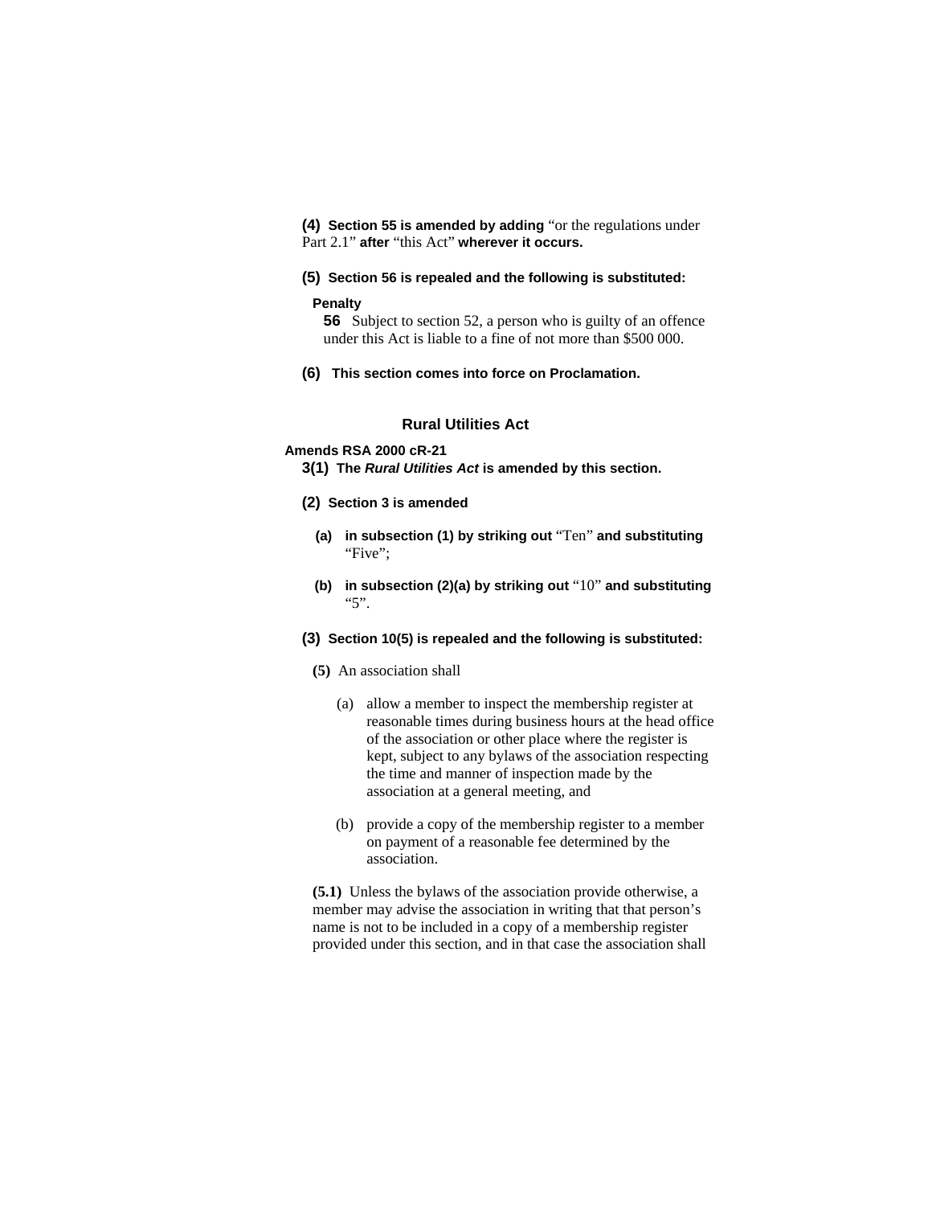**(4)** **Section 55 is amended by adding** "or the regulations under Part 2.1" **after** "this Act" **wherever it occurs.**

**(5)** **Section 56 is repealed and the following is substituted:**

**Penalty**

**56** Subject to section 52, a person who is guilty of an offence under this Act is liable to a fine of not more than $500 000.

**(6)** **This section comes into force on Proclamation.**

## Rural Utilities Act

**Amends RSA 2000 cR-21**

**3(1)** **The *Rural Utilities Act* is amended by this section.**

**(2)** **Section 3 is amended**

**(a)** **in subsection (1) by striking out** "Ten" **and substituting** "Five";

**(b)** **in subsection (2)(a) by striking out** "10" **and substituting** "5".

**(3)** **Section 10(5) is repealed and the following is substituted:**

**(5)** An association shall

(a) allow a member to inspect the membership register at reasonable times during business hours at the head office of the association or other place where the register is kept, subject to any bylaws of the association respecting the time and manner of inspection made by the association at a general meeting, and

(b) provide a copy of the membership register to a member on payment of a reasonable fee determined by the association.

**(5.1)** Unless the bylaws of the association provide otherwise, a member may advise the association in writing that that person's name is not to be included in a copy of a membership register provided under this section, and in that case the association shall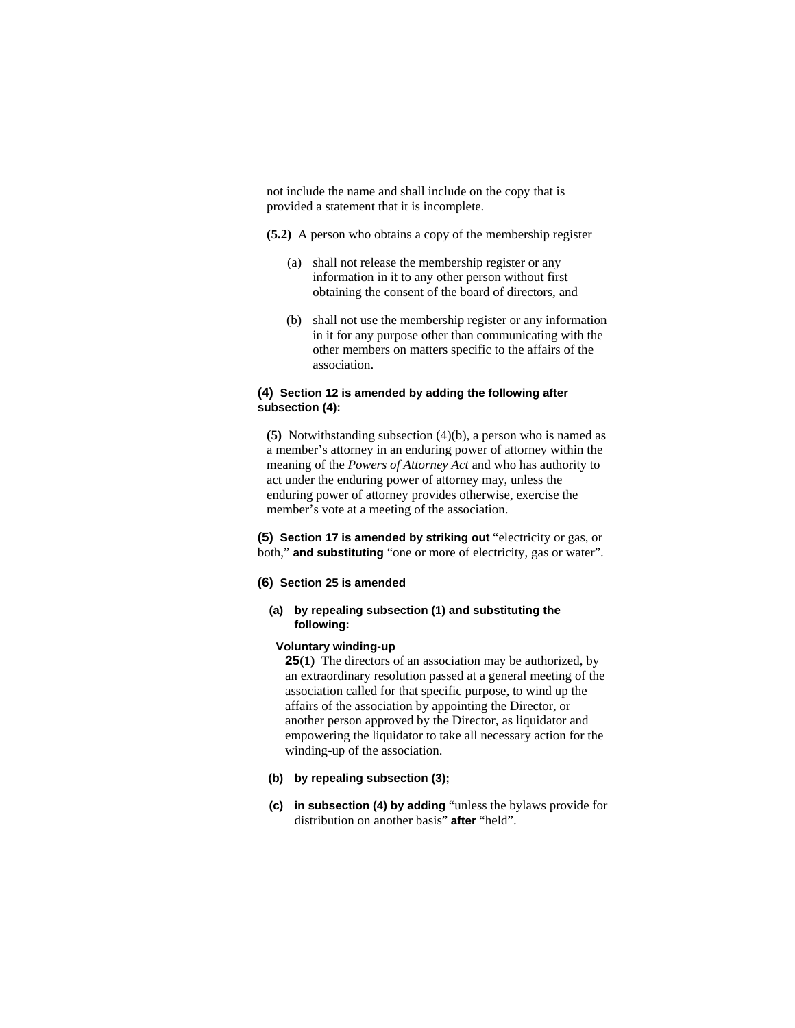not include the name and shall include on the copy that is provided a statement that it is incomplete.

**(5.2)** A person who obtains a copy of the membership register

(a) shall not release the membership register or any information in it to any other person without first obtaining the consent of the board of directors, and

(b) shall not use the membership register or any information in it for any purpose other than communicating with the other members on matters specific to the affairs of the association.

**(4) Section 12 is amended by adding the following after subsection (4):**

**(5)** Notwithstanding subsection (4)(b), a person who is named as a member's attorney in an enduring power of attorney within the meaning of the *Powers of Attorney Act* and who has authority to act under the enduring power of attorney may, unless the enduring power of attorney provides otherwise, exercise the member's vote at a meeting of the association.

**(5) Section 17 is amended by striking out** "electricity or gas, or both," **and substituting** "one or more of electricity, gas or water".

**(6) Section 25 is amended**

**(a) by repealing subsection (1) and substituting the following:**

**Voluntary winding-up**

**25(1)** The directors of an association may be authorized, by an extraordinary resolution passed at a general meeting of the association called for that specific purpose, to wind up the affairs of the association by appointing the Director, or another person approved by the Director, as liquidator and empowering the liquidator to take all necessary action for the winding-up of the association.

**(b) by repealing subsection (3);**

**(c) in subsection (4) by adding** "unless the bylaws provide for distribution on another basis" **after** "held".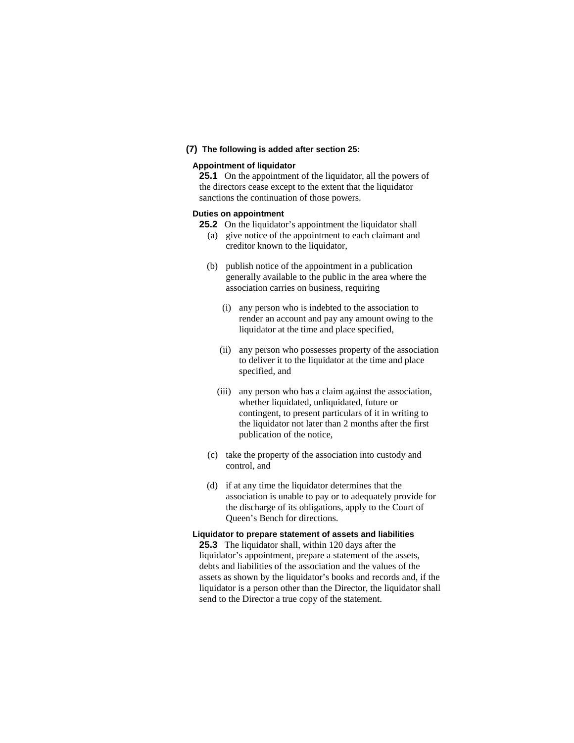**(7)** **The following is added after section 25:**

**Appointment of liquidator**

**25.1** On the appointment of the liquidator, all the powers of the directors cease except to the extent that the liquidator sanctions the continuation of those powers.

**Duties on appointment**

**25.2** On the liquidator's appointment the liquidator shall

(a) give notice of the appointment to each claimant and creditor known to the liquidator,

(b) publish notice of the appointment in a publication generally available to the public in the area where the association carries on business, requiring

(i) any person who is indebted to the association to render an account and pay any amount owing to the liquidator at the time and place specified,

(ii) any person who possesses property of the association to deliver it to the liquidator at the time and place specified, and

(iii) any person who has a claim against the association, whether liquidated, unliquidated, future or contingent, to present particulars of it in writing to the liquidator not later than 2 months after the first publication of the notice,

(c) take the property of the association into custody and control, and

(d) if at any time the liquidator determines that the association is unable to pay or to adequately provide for the discharge of its obligations, apply to the Court of Queen's Bench for directions.

**Liquidator to prepare statement of assets and liabilities**

**25.3** The liquidator shall, within 120 days after the liquidator's appointment, prepare a statement of the assets, debts and liabilities of the association and the values of the assets as shown by the liquidator's books and records and, if the liquidator is a person other than the Director, the liquidator shall send to the Director a true copy of the statement.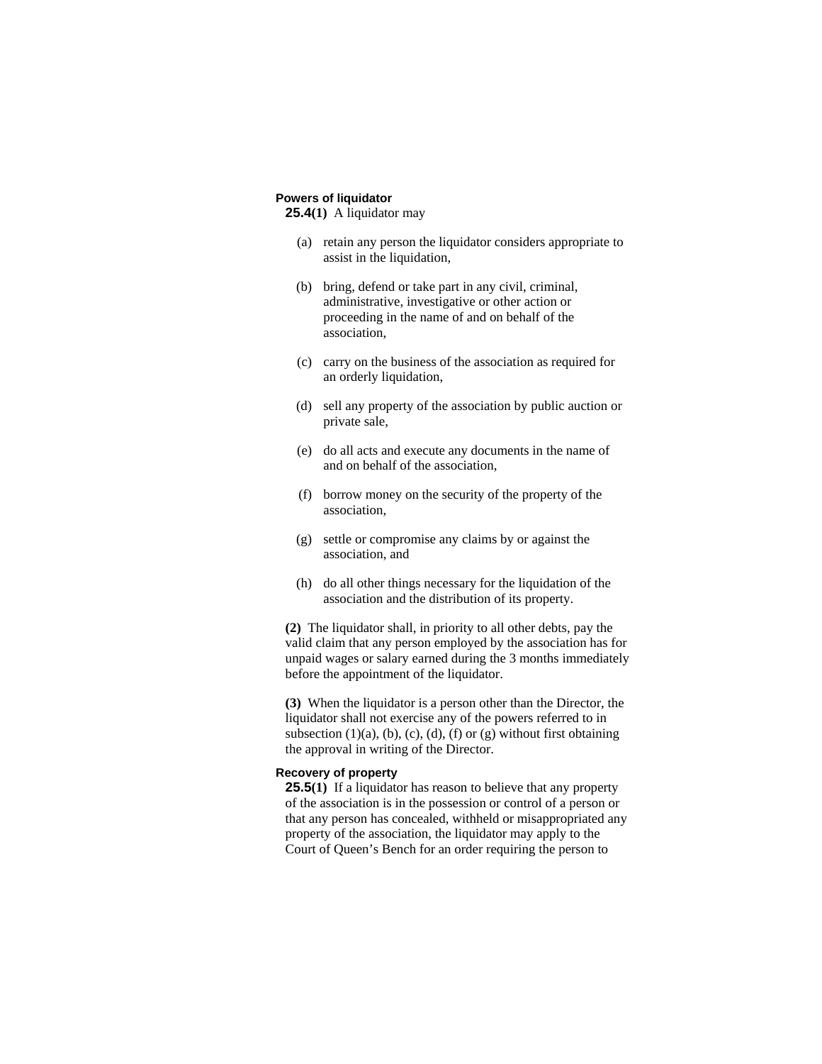**Powers of liquidator**

**25.4(1)** A liquidator may

(a) retain any person the liquidator considers appropriate to assist in the liquidation,

(b) bring, defend or take part in any civil, criminal, administrative, investigative or other action or proceeding in the name of and on behalf of the association,

(c) carry on the business of the association as required for an orderly liquidation,

(d) sell any property of the association by public auction or private sale,

(e) do all acts and execute any documents in the name of and on behalf of the association,

(f) borrow money on the security of the property of the association,

(g) settle or compromise any claims by or against the association, and

(h) do all other things necessary for the liquidation of the association and the distribution of its property.

**(2)** The liquidator shall, in priority to all other debts, pay the valid claim that any person employed by the association has for unpaid wages or salary earned during the 3 months immediately before the appointment of the liquidator.

**(3)** When the liquidator is a person other than the Director, the liquidator shall not exercise any of the powers referred to in subsection (1)(a), (b), (c), (d), (f) or (g) without first obtaining the approval in writing of the Director.

**Recovery of property**

**25.5(1)** If a liquidator has reason to believe that any property of the association is in the possession or control of a person or that any person has concealed, withheld or misappropriated any property of the association, the liquidator may apply to the Court of Queen's Bench for an order requiring the person to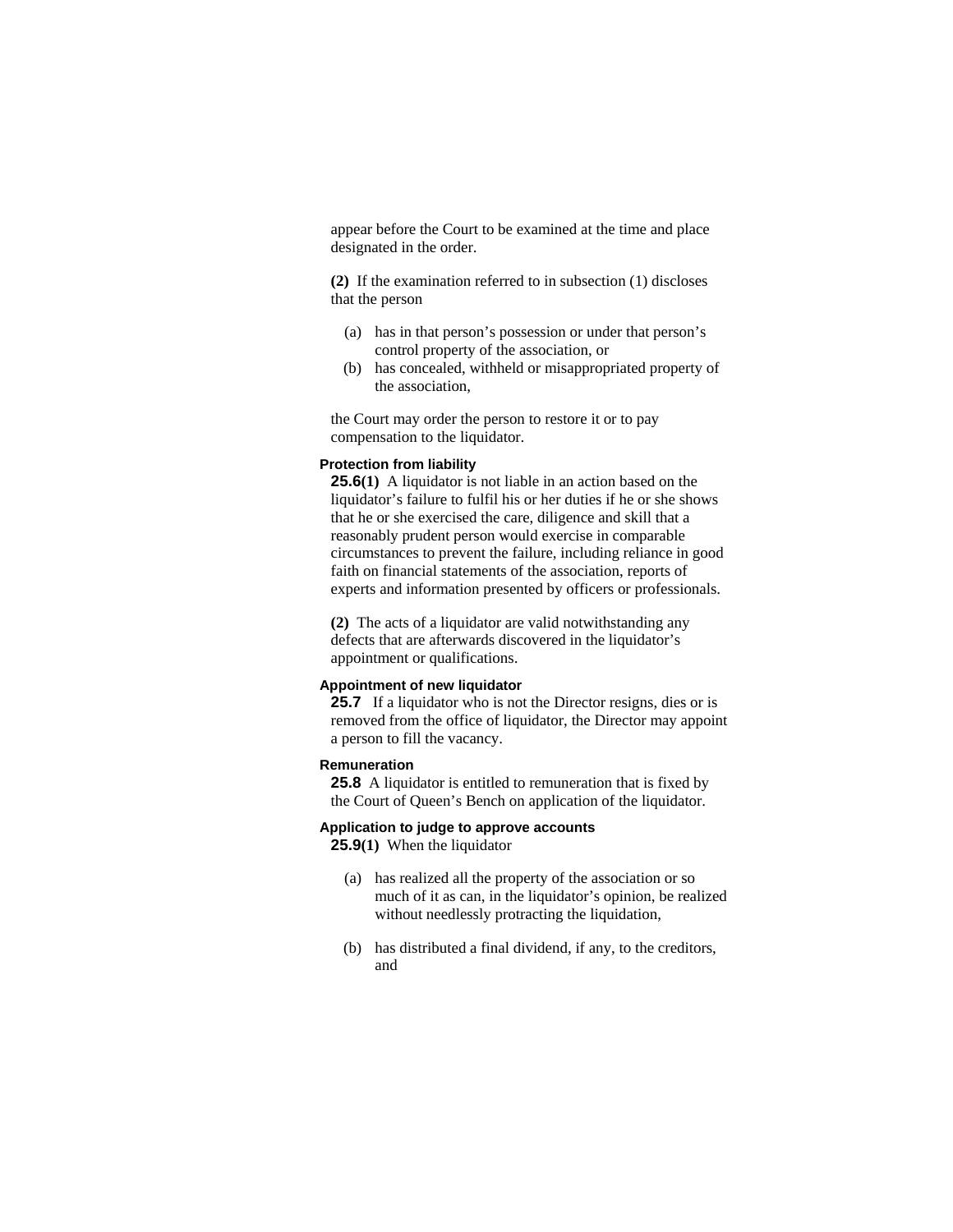appear before the Court to be examined at the time and place designated in the order.

**(2)** If the examination referred to in subsection (1) discloses that the person

(a) has in that person's possession or under that person's control property of the association, or

(b) has concealed, withheld or misappropriated property of the association,

the Court may order the person to restore it or to pay compensation to the liquidator.

**Protection from liability**

**25.6(1)** A liquidator is not liable in an action based on the liquidator's failure to fulfil his or her duties if he or she shows that he or she exercised the care, diligence and skill that a reasonably prudent person would exercise in comparable circumstances to prevent the failure, including reliance in good faith on financial statements of the association, reports of experts and information presented by officers or professionals.

**(2)** The acts of a liquidator are valid notwithstanding any defects that are afterwards discovered in the liquidator's appointment or qualifications.

**Appointment of new liquidator**

**25.7** If a liquidator who is not the Director resigns, dies or is removed from the office of liquidator, the Director may appoint a person to fill the vacancy.

**Remuneration**

**25.8** A liquidator is entitled to remuneration that is fixed by the Court of Queen's Bench on application of the liquidator.

**Application to judge to approve accounts**

**25.9(1)** When the liquidator

(a) has realized all the property of the association or so much of it as can, in the liquidator's opinion, be realized without needlessly protracting the liquidation,

(b) has distributed a final dividend, if any, to the creditors, and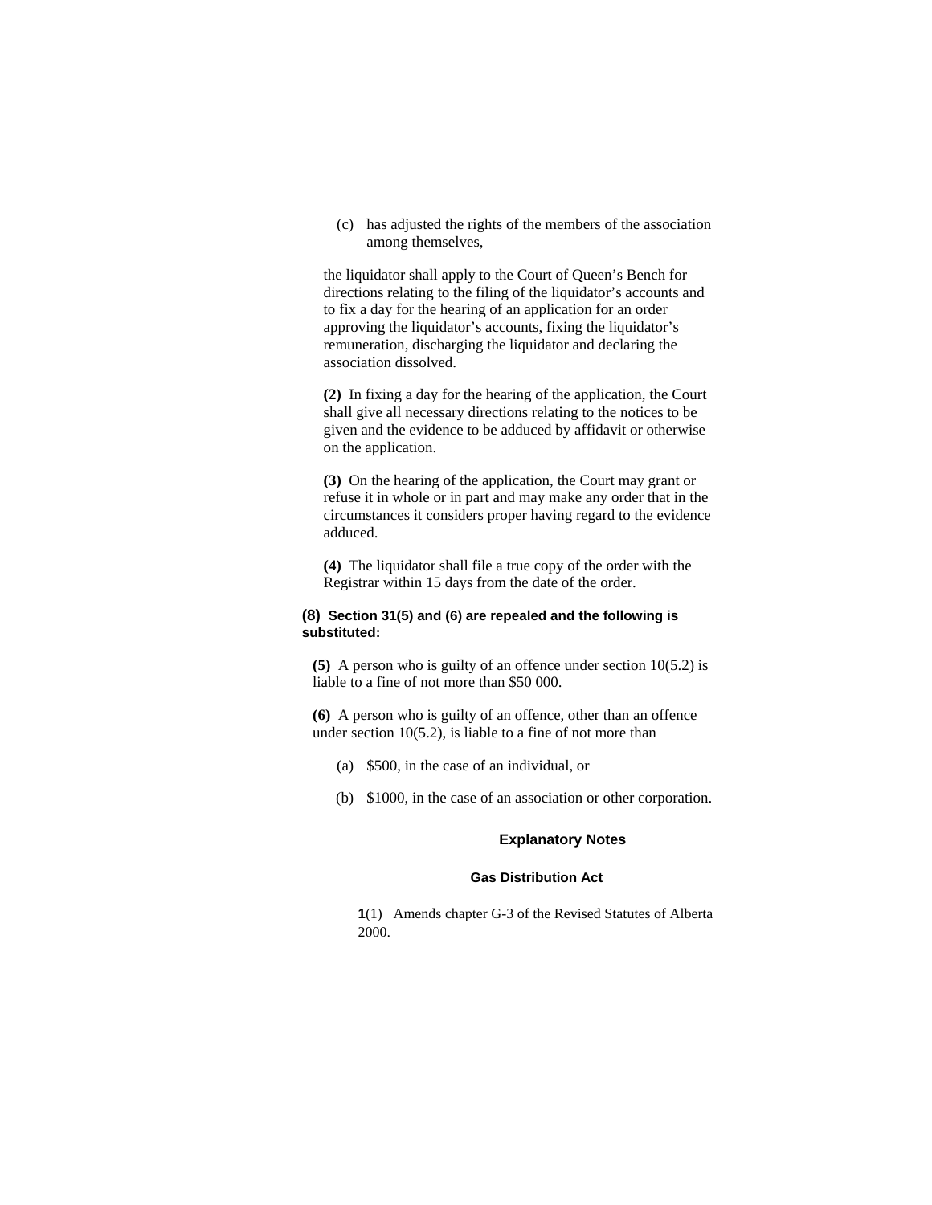(c) has adjusted the rights of the members of the association among themselves,

the liquidator shall apply to the Court of Queen's Bench for directions relating to the filing of the liquidator's accounts and to fix a day for the hearing of an application for an order approving the liquidator's accounts, fixing the liquidator's remuneration, discharging the liquidator and declaring the association dissolved.

**(2)** In fixing a day for the hearing of the application, the Court shall give all necessary directions relating to the notices to be given and the evidence to be adduced by affidavit or otherwise on the application.

**(3)** On the hearing of the application, the Court may grant or refuse it in whole or in part and may make any order that in the circumstances it considers proper having regard to the evidence adduced.

**(4)** The liquidator shall file a true copy of the order with the Registrar within 15 days from the date of the order.

**(8) Section 31(5) and (6) are repealed and the following is substituted:**

**(5)** A person who is guilty of an offence under section 10(5.2) is liable to a fine of not more than $50 000.

**(6)** A person who is guilty of an offence, other than an offence under section 10(5.2), is liable to a fine of not more than

(a) $500, in the case of an individual, or

(b) $1000, in the case of an association or other corporation.

### Explanatory Notes

#### Gas Distribution Act

**1**(1) Amends chapter G-3 of the Revised Statutes of Alberta 2000.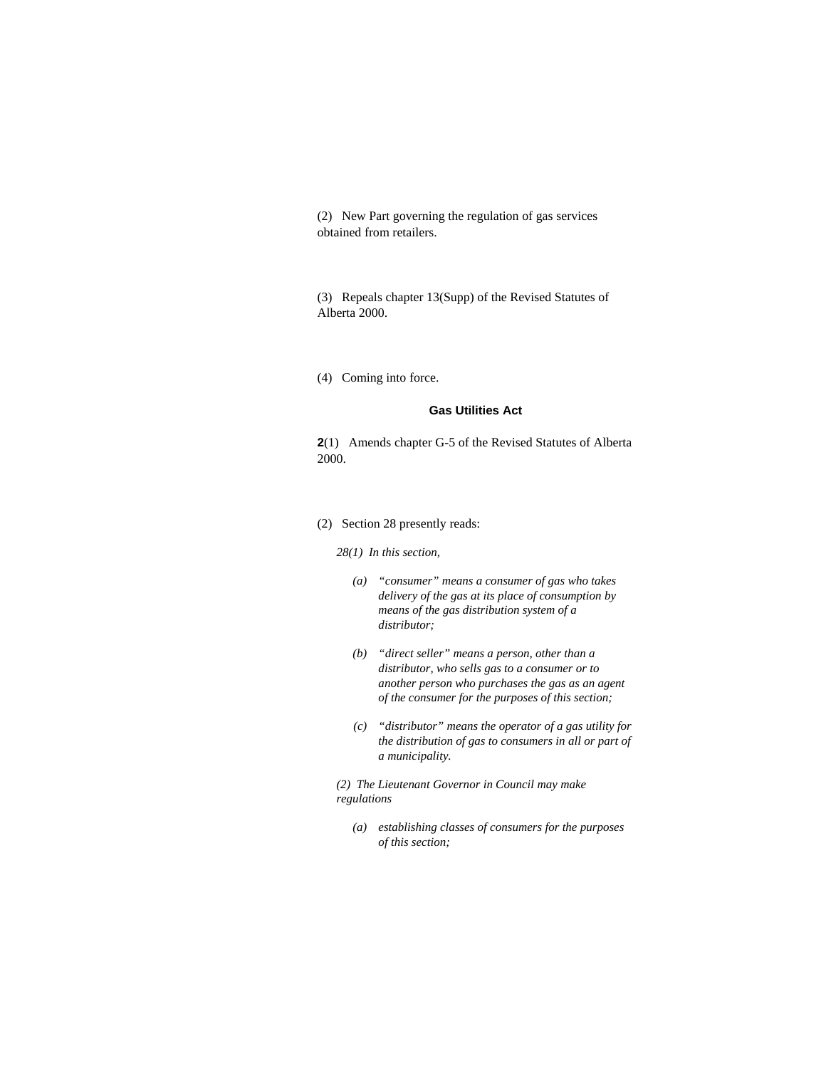(2) New Part governing the regulation of gas services obtained from retailers.

(3) Repeals chapter 13(Supp) of the Revised Statutes of Alberta 2000.

(4) Coming into force.

**Gas Utilities Act**

**2**(1) Amends chapter G-5 of the Revised Statutes of Alberta 2000.

(2) Section 28 presently reads:

*28(1) In this section,*

*(a) "consumer" means a consumer of gas who takes delivery of the gas at its place of consumption by means of the gas distribution system of a distributor;*

*(b) "direct seller" means a person, other than a distributor, who sells gas to a consumer or to another person who purchases the gas as an agent of the consumer for the purposes of this section;*

*(c) "distributor" means the operator of a gas utility for the distribution of gas to consumers in all or part of a municipality.*

*(2) The Lieutenant Governor in Council may make regulations*

*(a) establishing classes of consumers for the purposes of this section;*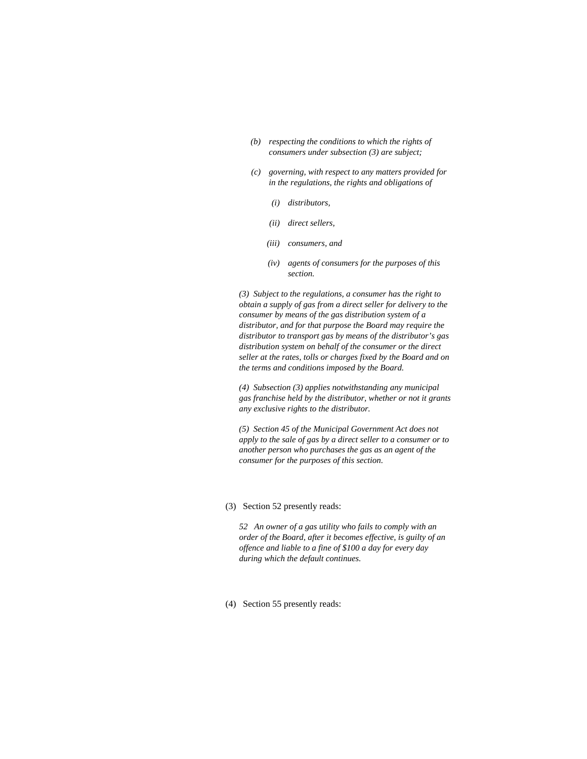*(b) respecting the conditions to which the rights of consumers under subsection (3) are subject;*

*(c) governing, with respect to any matters provided for in the regulations, the rights and obligations of*

*(i) distributors,*

*(ii) direct sellers,*

*(iii) consumers, and*

*(iv) agents of consumers for the purposes of this section.*

*(3) Subject to the regulations, a consumer has the right to obtain a supply of gas from a direct seller for delivery to the consumer by means of the gas distribution system of a distributor, and for that purpose the Board may require the distributor to transport gas by means of the distributor's gas distribution system on behalf of the consumer or the direct seller at the rates, tolls or charges fixed by the Board and on the terms and conditions imposed by the Board.*

*(4) Subsection (3) applies notwithstanding any municipal gas franchise held by the distributor, whether or not it grants any exclusive rights to the distributor.*

*(5) Section 45 of the Municipal Government Act does not apply to the sale of gas by a direct seller to a consumer or to another person who purchases the gas as an agent of the consumer for the purposes of this section.*

(3) Section 52 presently reads:

*52 An owner of a gas utility who fails to comply with an order of the Board, after it becomes effective, is guilty of an offence and liable to a fine of $100 a day for every day during which the default continues.*

(4) Section 55 presently reads: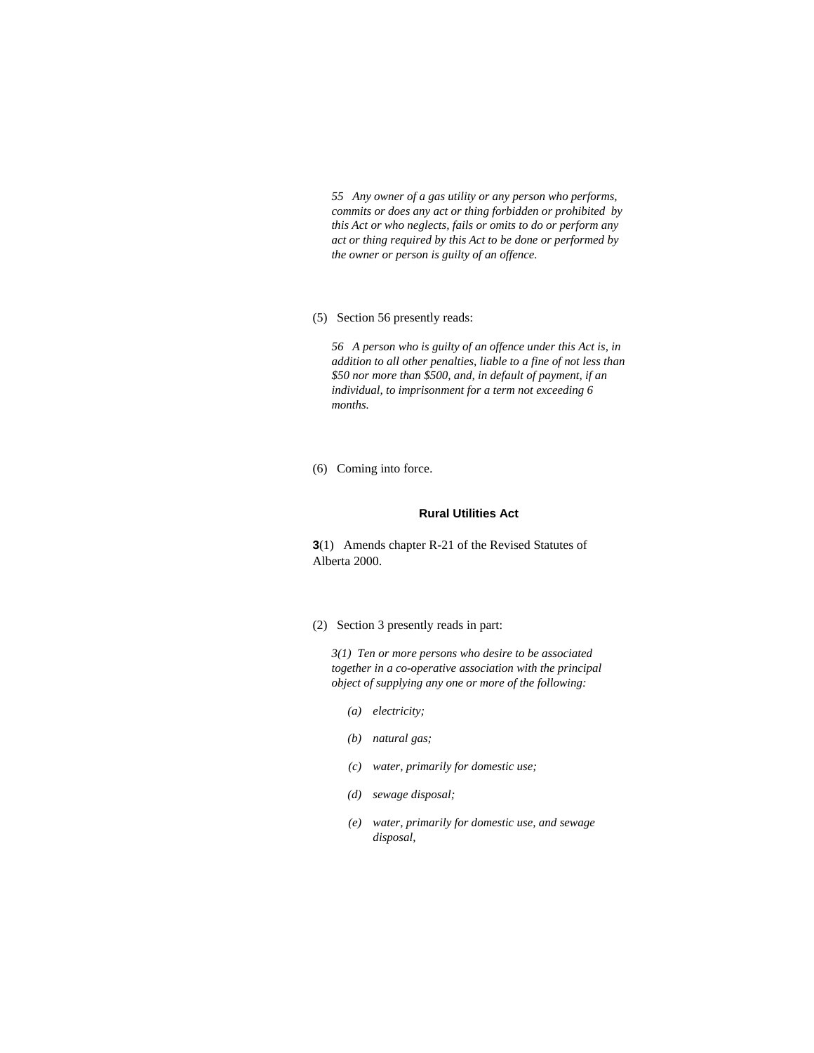*55 Any owner of a gas utility or any person who performs, commits or does any act or thing forbidden or prohibited by this Act or who neglects, fails or omits to do or perform any act or thing required by this Act to be done or performed by the owner or person is guilty of an offence.*

(5) Section 56 presently reads:

*56 A person who is guilty of an offence under this Act is, in addition to all other penalties, liable to a fine of not less than $50 nor more than $500, and, in default of payment, if an individual, to imprisonment for a term not exceeding 6 months.*

(6) Coming into force.

**Rural Utilities Act**

**3**(1) Amends chapter R-21 of the Revised Statutes of Alberta 2000.

(2) Section 3 presently reads in part:

*3(1) Ten or more persons who desire to be associated together in a co-operative association with the principal object of supplying any one or more of the following:*

*(a) electricity;*

*(b) natural gas;*

*(c) water, primarily for domestic use;*

*(d) sewage disposal;*

*(e) water, primarily for domestic use, and sewage disposal,*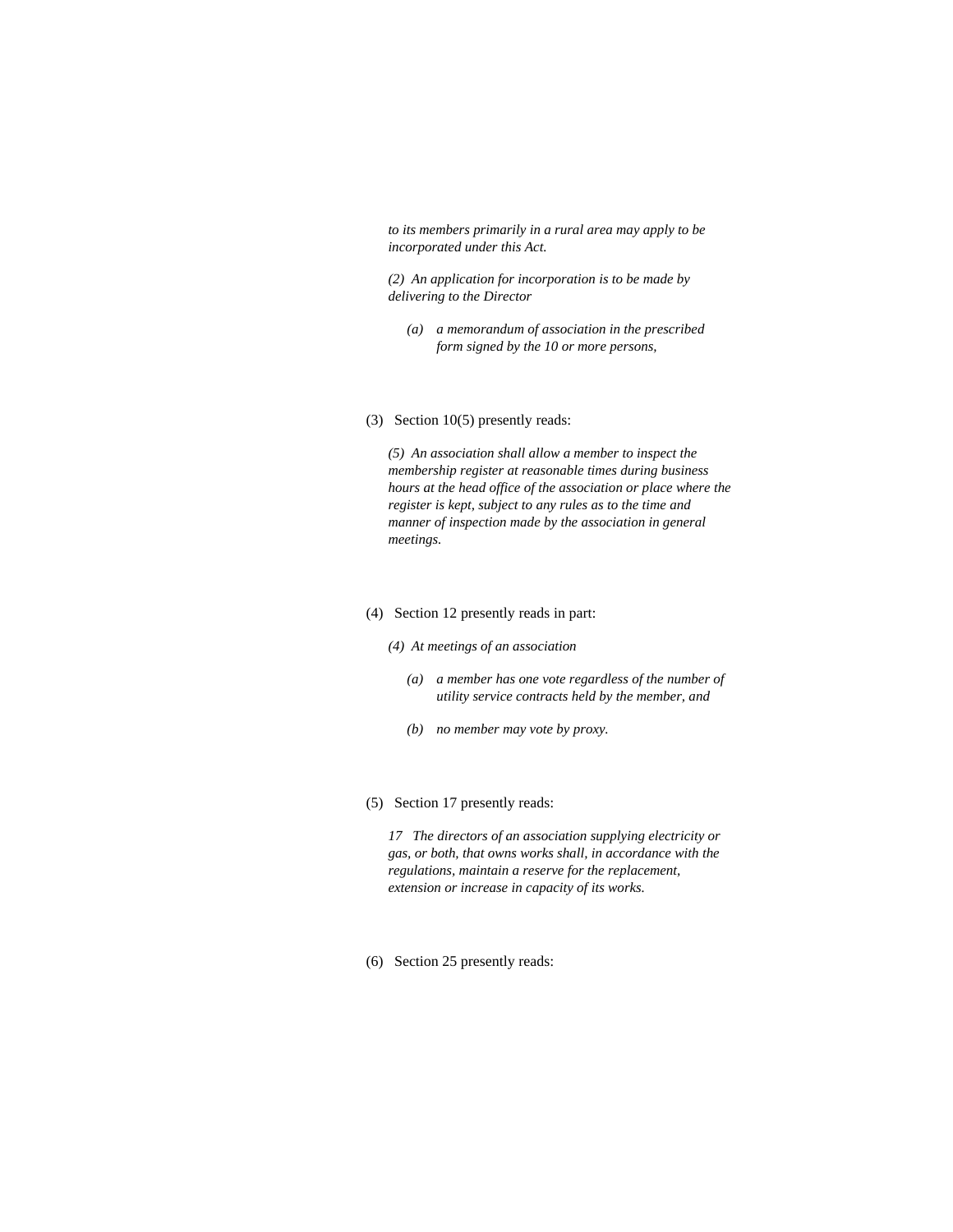*to its members primarily in a rural area may apply to be incorporated under this Act.*

*(2) An application for incorporation is to be made by delivering to the Director*

*(a) a memorandum of association in the prescribed form signed by the 10 or more persons,*

(3) Section 10(5) presently reads:

*(5) An association shall allow a member to inspect the membership register at reasonable times during business hours at the head office of the association or place where the register is kept, subject to any rules as to the time and manner of inspection made by the association in general meetings.*

(4) Section 12 presently reads in part:

*(4) At meetings of an association*

*(a) a member has one vote regardless of the number of utility service contracts held by the member, and*

*(b) no member may vote by proxy.*

(5) Section 17 presently reads:

*17 The directors of an association supplying electricity or gas, or both, that owns works shall, in accordance with the regulations, maintain a reserve for the replacement, extension or increase in capacity of its works.*

(6) Section 25 presently reads: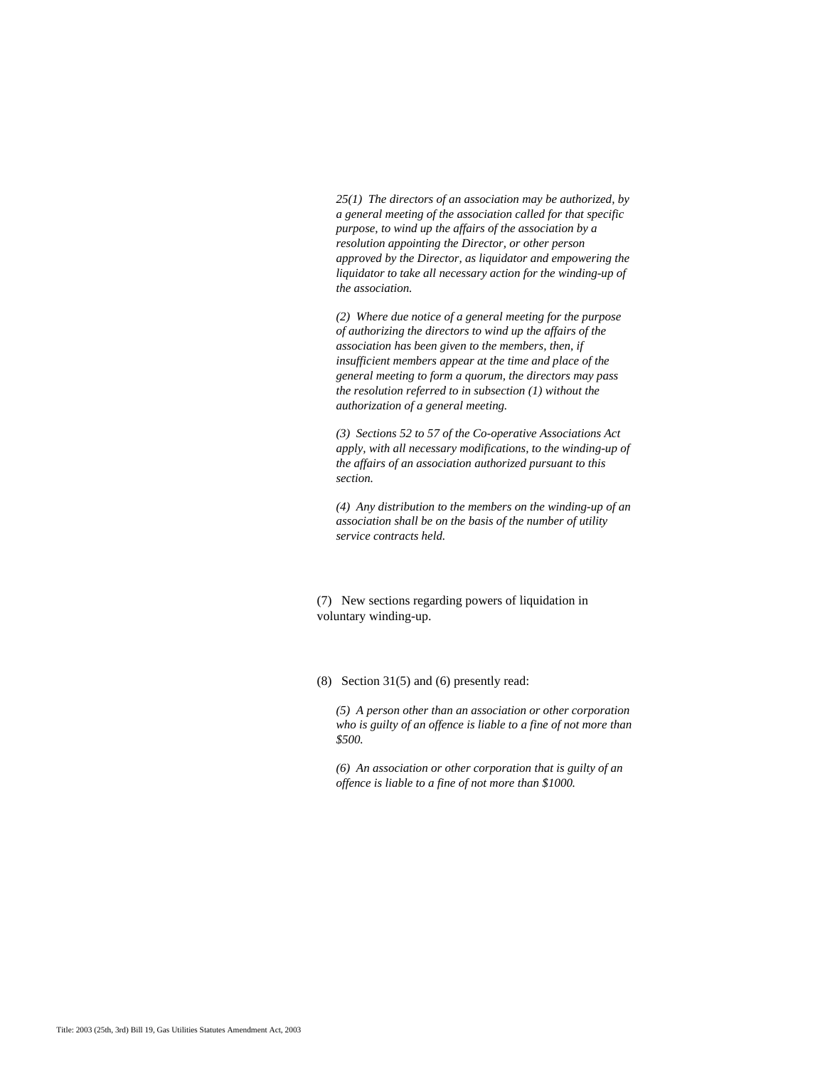*25(1) The directors of an association may be authorized, by a general meeting of the association called for that specific purpose, to wind up the affairs of the association by a resolution appointing the Director, or other person approved by the Director, as liquidator and empowering the liquidator to take all necessary action for the winding-up of the association.*

*(2) Where due notice of a general meeting for the purpose of authorizing the directors to wind up the affairs of the association has been given to the members, then, if insufficient members appear at the time and place of the general meeting to form a quorum, the directors may pass the resolution referred to in subsection (1) without the authorization of a general meeting.*

*(3) Sections 52 to 57 of the Co-operative Associations Act apply, with all necessary modifications, to the winding-up of the affairs of an association authorized pursuant to this section.*

*(4) Any distribution to the members on the winding-up of an association shall be on the basis of the number of utility service contracts held.*

(7) New sections regarding powers of liquidation in voluntary winding-up.

(8) Section 31(5) and (6) presently read:

*(5) A person other than an association or other corporation who is guilty of an offence is liable to a fine of not more than $500.*

*(6) An association or other corporation that is guilty of an offence is liable to a fine of not more than $1000.*